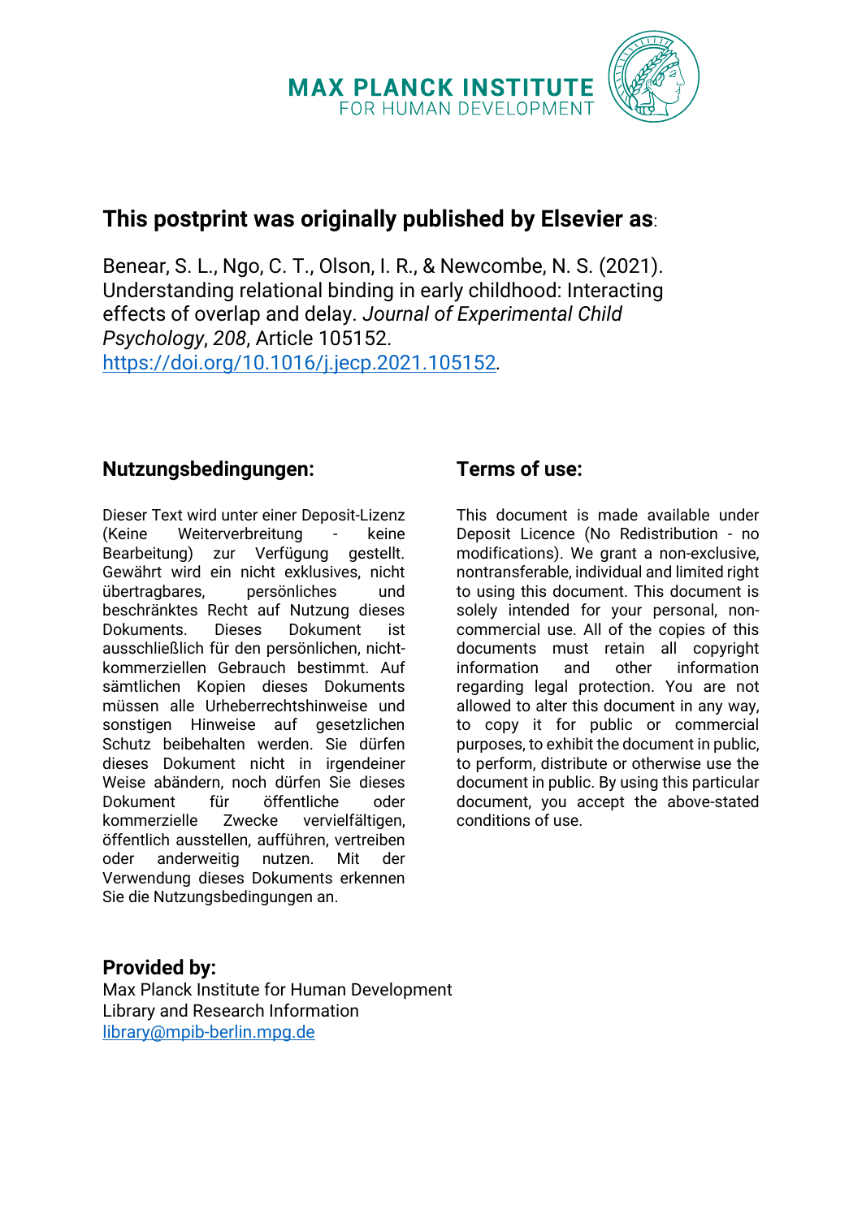MAX PLANCK INSTITUTE
FOR HUMAN DEVELOPMENT

## This postprint was originally published by Elsevier as:

Benear, S. L., Ngo, C. T., Olson, I. R., & Newcombe, N. S. (2021). Understanding relational binding in early childhood: Interacting effects of overlap and delay. *Journal of Experimental Child Psychology*, *208*, Article 105152. https://doi.org/10.1016/j.jecp.2021.105152.

### Nutzungsbedingungen:

Dieser Text wird unter einer Deposit-Lizenz (Keine Weiterverbreitung - keine Bearbeitung) zur Verfügung gestellt. Gewährt wird ein nicht exklusives, nicht übertragbares, persönliches und beschränktes Recht auf Nutzung dieses Dokuments. Dieses Dokument ist ausschließlich für den persönlichen, nicht-kommerziellen Gebrauch bestimmt. Auf sämtlichen Kopien dieses Dokuments müssen alle Urheberrechtshinweise und sonstigen Hinweise auf gesetzlichen Schutz beibehalten werden. Sie dürfen dieses Dokument nicht in irgendeiner Weise abändern, noch dürfen Sie dieses Dokument für öffentliche oder kommerzielle Zwecke vervielfältigen, öffentlich ausstellen, aufführen, vertreiben oder anderweitig nutzen. Mit der Verwendung dieses Dokuments erkennen Sie die Nutzungsbedingungen an.

### Terms of use:

This document is made available under Deposit Licence (No Redistribution - no modifications). We grant a non-exclusive, nontransferable, individual and limited right to using this document. This document is solely intended for your personal, non-commercial use. All of the copies of this documents must retain all copyright information and other information regarding legal protection. You are not allowed to alter this document in any way, to copy it for public or commercial purposes, to exhibit the document in public, to perform, distribute or otherwise use the document in public. By using this particular document, you accept the above-stated conditions of use.

### Provided by:

Max Planck Institute for Human Development
Library and Research Information
library@mpib-berlin.mpg.de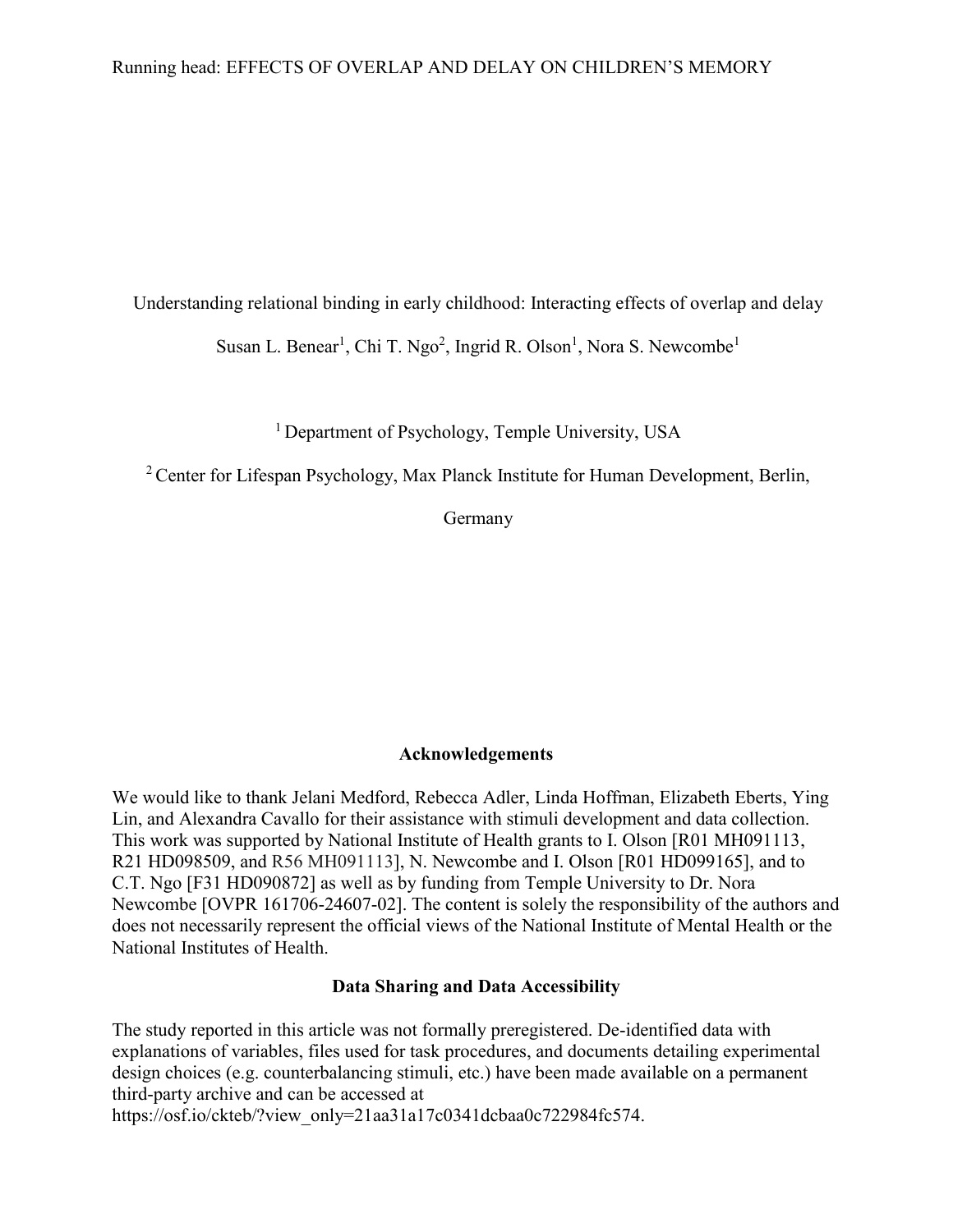Understanding relational binding in early childhood: Interacting effects of overlap and delay

Susan L. Benear[1], Chi T. Ngo[2], Ingrid R. Olson[1], Nora S. Newcombe[1]

[1] Department of Psychology, Temple University, USA

[2] Center for Lifespan Psychology, Max Planck Institute for Human Development, Berlin, Germany

## Acknowledgements

We would like to thank Jelani Medford, Rebecca Adler, Linda Hoffman, Elizabeth Eberts, Ying Lin, and Alexandra Cavallo for their assistance with stimuli development and data collection. This work was supported by National Institute of Health grants to I. Olson [R01 MH091113, R21 HD098509, and R56 MH091113], N. Newcombe and I. Olson [R01 HD099165], and to C.T. Ngo [F31 HD090872] as well as by funding from Temple University to Dr. Nora Newcombe [OVPR 161706-24607-02]. The content is solely the responsibility of the authors and does not necessarily represent the official views of the National Institute of Mental Health or the National Institutes of Health.

## Data Sharing and Data Accessibility

The study reported in this article was not formally preregistered. De-identified data with explanations of variables, files used for task procedures, and documents detailing experimental design choices (e.g. counterbalancing stimuli, etc.) have been made available on a permanent third-party archive and can be accessed at https://osf.io/ckteb/?view_only=21aa31a17c0341dcbaa0c722984fc574.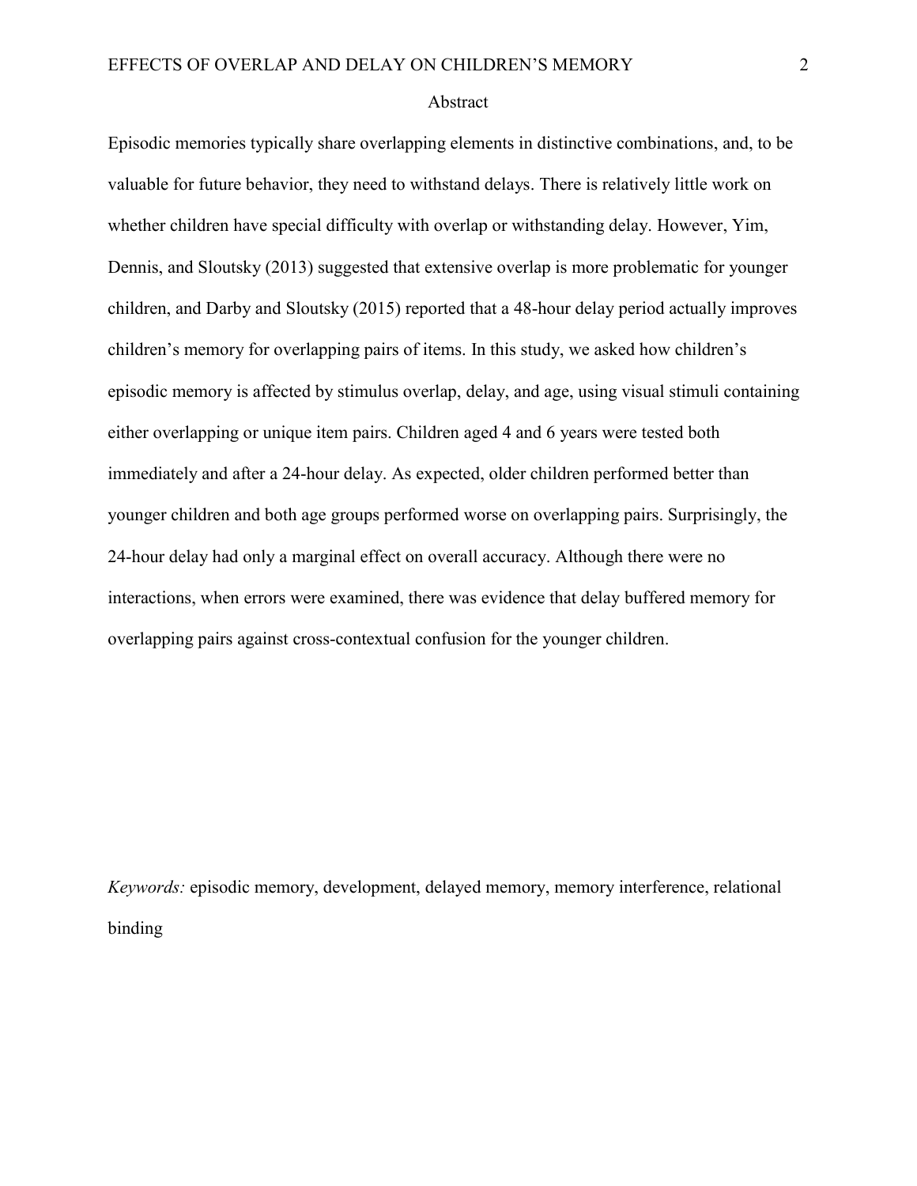# Abstract

Episodic memories typically share overlapping elements in distinctive combinations, and, to be valuable for future behavior, they need to withstand delays. There is relatively little work on whether children have special difficulty with overlap or withstanding delay. However, Yim, Dennis, and Sloutsky (2013) suggested that extensive overlap is more problematic for younger children, and Darby and Sloutsky (2015) reported that a 48-hour delay period actually improves children's memory for overlapping pairs of items. In this study, we asked how children's episodic memory is affected by stimulus overlap, delay, and age, using visual stimuli containing either overlapping or unique item pairs. Children aged 4 and 6 years were tested both immediately and after a 24-hour delay. As expected, older children performed better than younger children and both age groups performed worse on overlapping pairs. Surprisingly, the 24-hour delay had only a marginal effect on overall accuracy. Although there were no interactions, when errors were examined, there was evidence that delay buffered memory for overlapping pairs against cross-contextual confusion for the younger children.

*Keywords:* episodic memory, development, delayed memory, memory interference, relational binding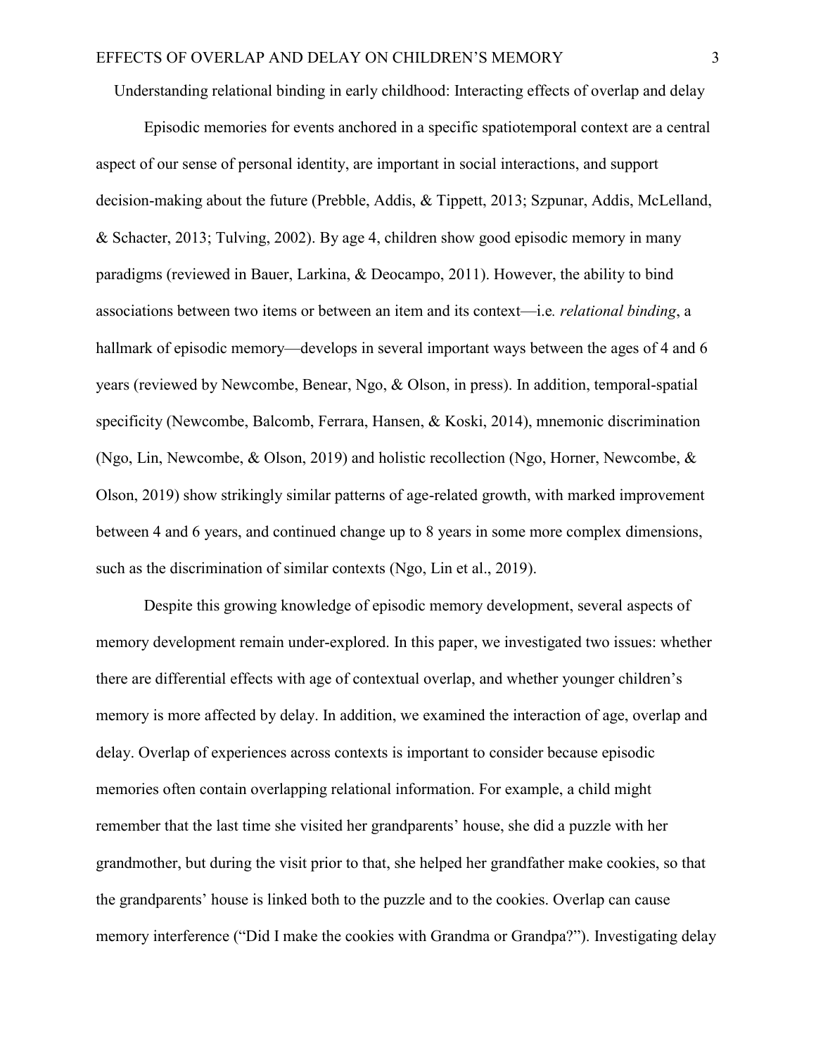Understanding relational binding in early childhood: Interacting effects of overlap and delay

Episodic memories for events anchored in a specific spatiotemporal context are a central aspect of our sense of personal identity, are important in social interactions, and support decision-making about the future (Prebble, Addis, & Tippett, 2013; Szpunar, Addis, McLelland, & Schacter, 2013; Tulving, 2002). By age 4, children show good episodic memory in many paradigms (reviewed in Bauer, Larkina, & Deocampo, 2011). However, the ability to bind associations between two items or between an item and its context—i.e. *relational binding*, a hallmark of episodic memory—develops in several important ways between the ages of 4 and 6 years (reviewed by Newcombe, Benear, Ngo, & Olson, in press). In addition, temporal-spatial specificity (Newcombe, Balcomb, Ferrara, Hansen, & Koski, 2014), mnemonic discrimination (Ngo, Lin, Newcombe, & Olson, 2019) and holistic recollection (Ngo, Horner, Newcombe, & Olson, 2019) show strikingly similar patterns of age-related growth, with marked improvement between 4 and 6 years, and continued change up to 8 years in some more complex dimensions, such as the discrimination of similar contexts (Ngo, Lin et al., 2019).

Despite this growing knowledge of episodic memory development, several aspects of memory development remain under-explored. In this paper, we investigated two issues: whether there are differential effects with age of contextual overlap, and whether younger children's memory is more affected by delay. In addition, we examined the interaction of age, overlap and delay. Overlap of experiences across contexts is important to consider because episodic memories often contain overlapping relational information. For example, a child might remember that the last time she visited her grandparents' house, she did a puzzle with her grandmother, but during the visit prior to that, she helped her grandfather make cookies, so that the grandparents' house is linked both to the puzzle and to the cookies. Overlap can cause memory interference ("Did I make the cookies with Grandma or Grandpa?"). Investigating delay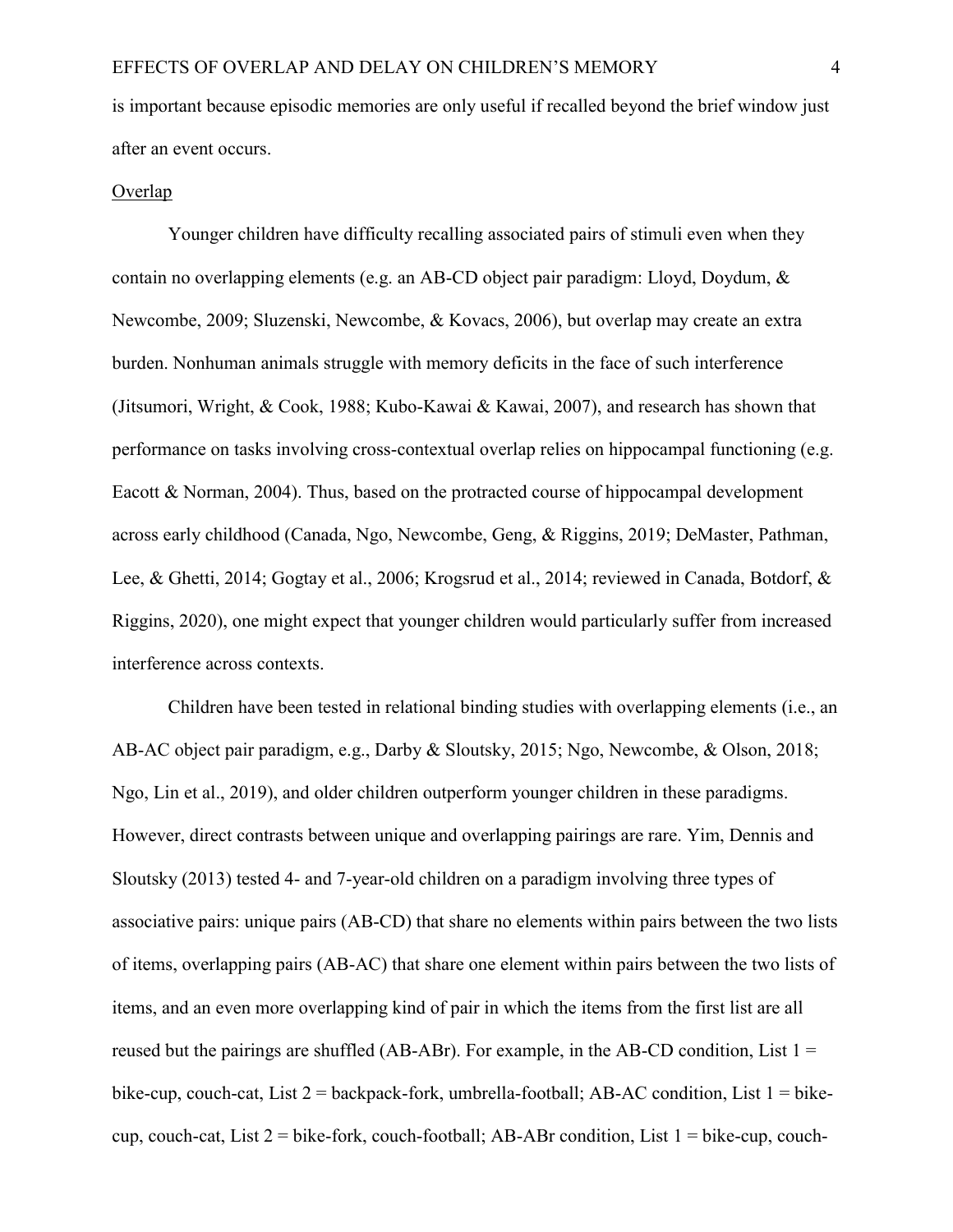is important because episodic memories are only useful if recalled beyond the brief window just after an event occurs.

## Overlap

Younger children have difficulty recalling associated pairs of stimuli even when they contain no overlapping elements (e.g. an AB-CD object pair paradigm: Lloyd, Doydum, & Newcombe, 2009; Sluzenski, Newcombe, & Kovacs, 2006), but overlap may create an extra burden. Nonhuman animals struggle with memory deficits in the face of such interference (Jitsumori, Wright, & Cook, 1988; Kubo-Kawai & Kawai, 2007), and research has shown that performance on tasks involving cross-contextual overlap relies on hippocampal functioning (e.g. Eacott & Norman, 2004). Thus, based on the protracted course of hippocampal development across early childhood (Canada, Ngo, Newcombe, Geng, & Riggins, 2019; DeMaster, Pathman, Lee, & Ghetti, 2014; Gogtay et al., 2006; Krogsrud et al., 2014; reviewed in Canada, Botdorf, & Riggins, 2020), one might expect that younger children would particularly suffer from increased interference across contexts.

Children have been tested in relational binding studies with overlapping elements (i.e., an AB-AC object pair paradigm, e.g., Darby & Sloutsky, 2015; Ngo, Newcombe, & Olson, 2018; Ngo, Lin et al., 2019), and older children outperform younger children in these paradigms. However, direct contrasts between unique and overlapping pairings are rare. Yim, Dennis and Sloutsky (2013) tested 4- and 7-year-old children on a paradigm involving three types of associative pairs: unique pairs (AB-CD) that share no elements within pairs between the two lists of items, overlapping pairs (AB-AC) that share one element within pairs between the two lists of items, and an even more overlapping kind of pair in which the items from the first list are all reused but the pairings are shuffled (AB-ABr). For example, in the AB-CD condition, List 1 = bike-cup, couch-cat, List 2 = backpack-fork, umbrella-football; AB-AC condition, List 1 = bike-cup, couch-cat, List 2 = bike-fork, couch-football; AB-ABr condition, List 1 = bike-cup, couch-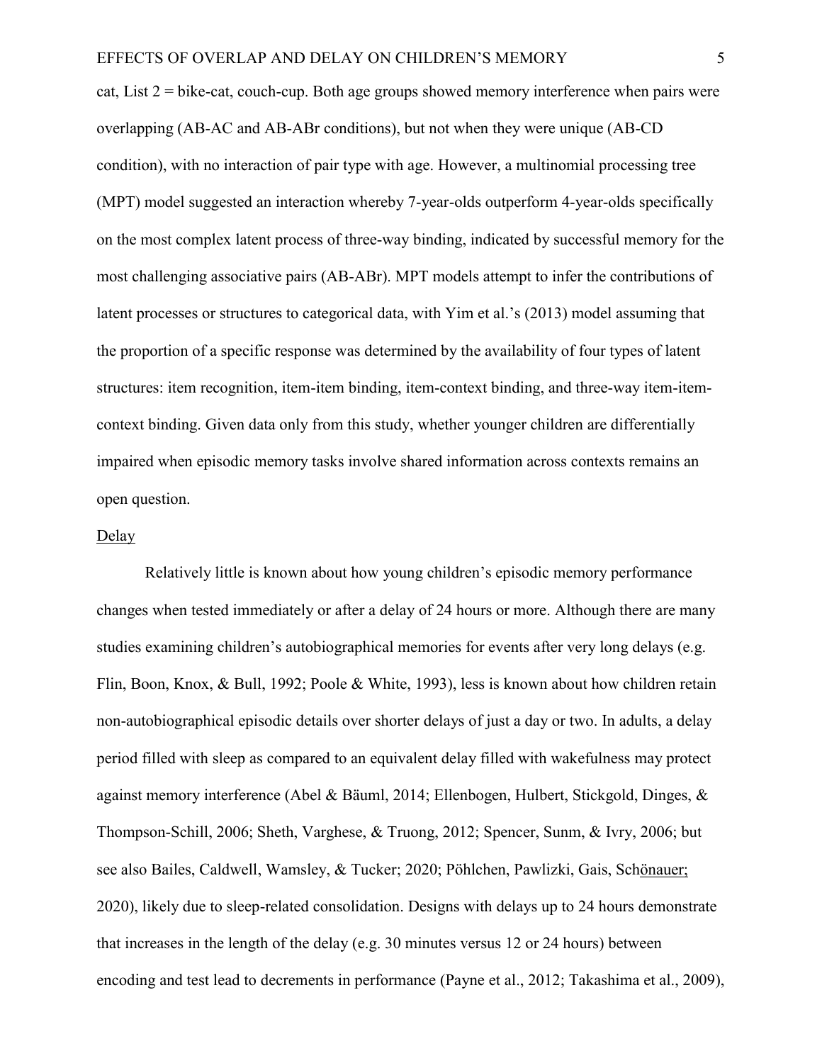cat, List 2 = bike-cat, couch-cup. Both age groups showed memory interference when pairs were overlapping (AB-AC and AB-ABr conditions), but not when they were unique (AB-CD condition), with no interaction of pair type with age. However, a multinomial processing tree (MPT) model suggested an interaction whereby 7-year-olds outperform 4-year-olds specifically on the most complex latent process of three-way binding, indicated by successful memory for the most challenging associative pairs (AB-ABr). MPT models attempt to infer the contributions of latent processes or structures to categorical data, with Yim et al.'s (2013) model assuming that the proportion of a specific response was determined by the availability of four types of latent structures: item recognition, item-item binding, item-context binding, and three-way item-item-context binding. Given data only from this study, whether younger children are differentially impaired when episodic memory tasks involve shared information across contexts remains an open question.

## Delay

Relatively little is known about how young children's episodic memory performance changes when tested immediately or after a delay of 24 hours or more. Although there are many studies examining children's autobiographical memories for events after very long delays (e.g. Flin, Boon, Knox, & Bull, 1992; Poole & White, 1993), less is known about how children retain non-autobiographical episodic details over shorter delays of just a day or two. In adults, a delay period filled with sleep as compared to an equivalent delay filled with wakefulness may protect against memory interference (Abel & Bäuml, 2014; Ellenbogen, Hulbert, Stickgold, Dinges, & Thompson-Schill, 2006; Sheth, Varghese, & Truong, 2012; Spencer, Sunm, & Ivry, 2006; but see also Bailes, Caldwell, Wamsley, & Tucker; 2020; Pöhlchen, Pawlizki, Gais, Schönauer; 2020), likely due to sleep-related consolidation. Designs with delays up to 24 hours demonstrate that increases in the length of the delay (e.g. 30 minutes versus 12 or 24 hours) between encoding and test lead to decrements in performance (Payne et al., 2012; Takashima et al., 2009),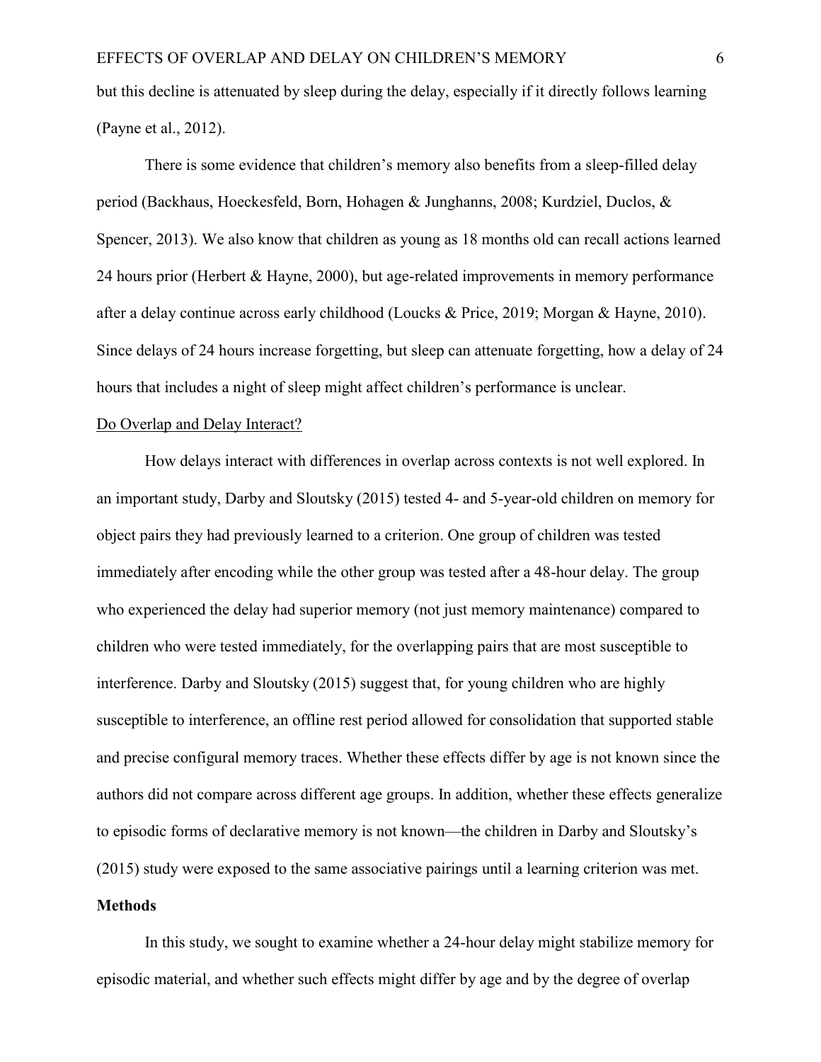but this decline is attenuated by sleep during the delay, especially if it directly follows learning (Payne et al., 2012).

There is some evidence that children's memory also benefits from a sleep-filled delay period (Backhaus, Hoeckesfeld, Born, Hohagen & Junghanns, 2008; Kurdziel, Duclos, & Spencer, 2013). We also know that children as young as 18 months old can recall actions learned 24 hours prior (Herbert & Hayne, 2000), but age-related improvements in memory performance after a delay continue across early childhood (Loucks & Price, 2019; Morgan & Hayne, 2010). Since delays of 24 hours increase forgetting, but sleep can attenuate forgetting, how a delay of 24 hours that includes a night of sleep might affect children's performance is unclear.

### Do Overlap and Delay Interact?

How delays interact with differences in overlap across contexts is not well explored. In an important study, Darby and Sloutsky (2015) tested 4- and 5-year-old children on memory for object pairs they had previously learned to a criterion. One group of children was tested immediately after encoding while the other group was tested after a 48-hour delay. The group who experienced the delay had superior memory (not just memory maintenance) compared to children who were tested immediately, for the overlapping pairs that are most susceptible to interference. Darby and Sloutsky (2015) suggest that, for young children who are highly susceptible to interference, an offline rest period allowed for consolidation that supported stable and precise configural memory traces. Whether these effects differ by age is not known since the authors did not compare across different age groups. In addition, whether these effects generalize to episodic forms of declarative memory is not known—the children in Darby and Sloutsky's (2015) study were exposed to the same associative pairings until a learning criterion was met.

## Methods

In this study, we sought to examine whether a 24-hour delay might stabilize memory for episodic material, and whether such effects might differ by age and by the degree of overlap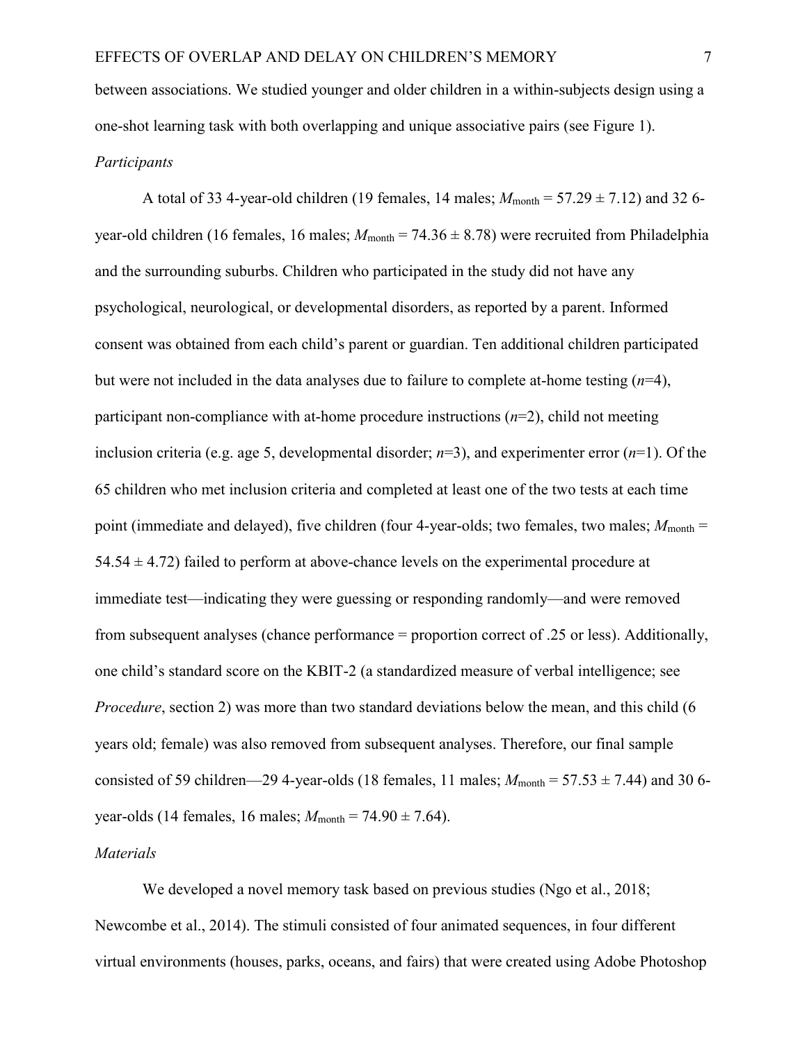between associations. We studied younger and older children in a within-subjects design using a one-shot learning task with both overlapping and unique associative pairs (see Figure 1).

*Participants*

A total of 33 4-year-old children (19 females, 14 males; $M_{\text{month}} = 57.29 \pm 7.12$) and 32 6-year-old children (16 females, 16 males; $M_{\text{month}} = 74.36 \pm 8.78$) were recruited from Philadelphia and the surrounding suburbs. Children who participated in the study did not have any psychological, neurological, or developmental disorders, as reported by a parent. Informed consent was obtained from each child's parent or guardian. Ten additional children participated but were not included in the data analyses due to failure to complete at-home testing ($n$=4), participant non-compliance with at-home procedure instructions ($n$=2), child not meeting inclusion criteria (e.g. age 5, developmental disorder; $n$=3), and experimenter error ($n$=1). Of the 65 children who met inclusion criteria and completed at least one of the two tests at each time point (immediate and delayed), five children (four 4-year-olds; two females, two males; $M_{\text{month}} = 54.54 \pm 4.72$) failed to perform at above-chance levels on the experimental procedure at immediate test—indicating they were guessing or responding randomly—and were removed from subsequent analyses (chance performance = proportion correct of .25 or less). Additionally, one child's standard score on the KBIT-2 (a standardized measure of verbal intelligence; see *Procedure*, section 2) was more than two standard deviations below the mean, and this child (6 years old; female) was also removed from subsequent analyses. Therefore, our final sample consisted of 59 children—29 4-year-olds (18 females, 11 males; $M_{\text{month}} = 57.53 \pm 7.44$) and 30 6-year-olds (14 females, 16 males; $M_{\text{month}} = 74.90 \pm 7.64$).

*Materials*

We developed a novel memory task based on previous studies (Ngo et al., 2018; Newcombe et al., 2014). The stimuli consisted of four animated sequences, in four different virtual environments (houses, parks, oceans, and fairs) that were created using Adobe Photoshop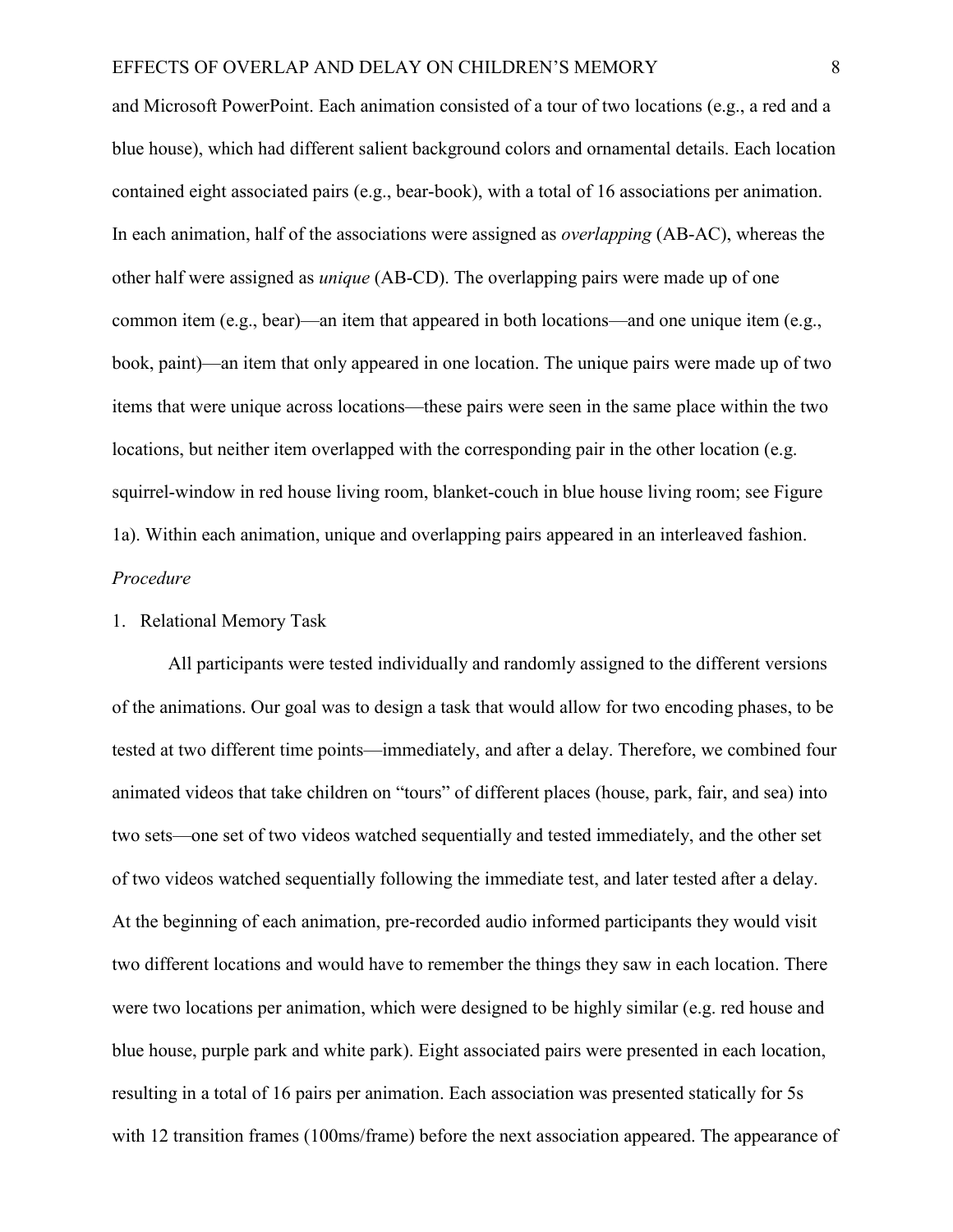and Microsoft PowerPoint. Each animation consisted of a tour of two locations (e.g., a red and a blue house), which had different salient background colors and ornamental details. Each location contained eight associated pairs (e.g., bear-book), with a total of 16 associations per animation. In each animation, half of the associations were assigned as *overlapping* (AB-AC), whereas the other half were assigned as *unique* (AB-CD). The overlapping pairs were made up of one common item (e.g., bear)—an item that appeared in both locations—and one unique item (e.g., book, paint)—an item that only appeared in one location. The unique pairs were made up of two items that were unique across locations—these pairs were seen in the same place within the two locations, but neither item overlapped with the corresponding pair in the other location (e.g. squirrel-window in red house living room, blanket-couch in blue house living room; see Figure 1a). Within each animation, unique and overlapping pairs appeared in an interleaved fashion.

*Procedure*

1. Relational Memory Task

All participants were tested individually and randomly assigned to the different versions of the animations. Our goal was to design a task that would allow for two encoding phases, to be tested at two different time points—immediately, and after a delay. Therefore, we combined four animated videos that take children on "tours" of different places (house, park, fair, and sea) into two sets—one set of two videos watched sequentially and tested immediately, and the other set of two videos watched sequentially following the immediate test, and later tested after a delay. At the beginning of each animation, pre-recorded audio informed participants they would visit two different locations and would have to remember the things they saw in each location. There were two locations per animation, which were designed to be highly similar (e.g. red house and blue house, purple park and white park). Eight associated pairs were presented in each location, resulting in a total of 16 pairs per animation. Each association was presented statically for 5s with 12 transition frames (100ms/frame) before the next association appeared. The appearance of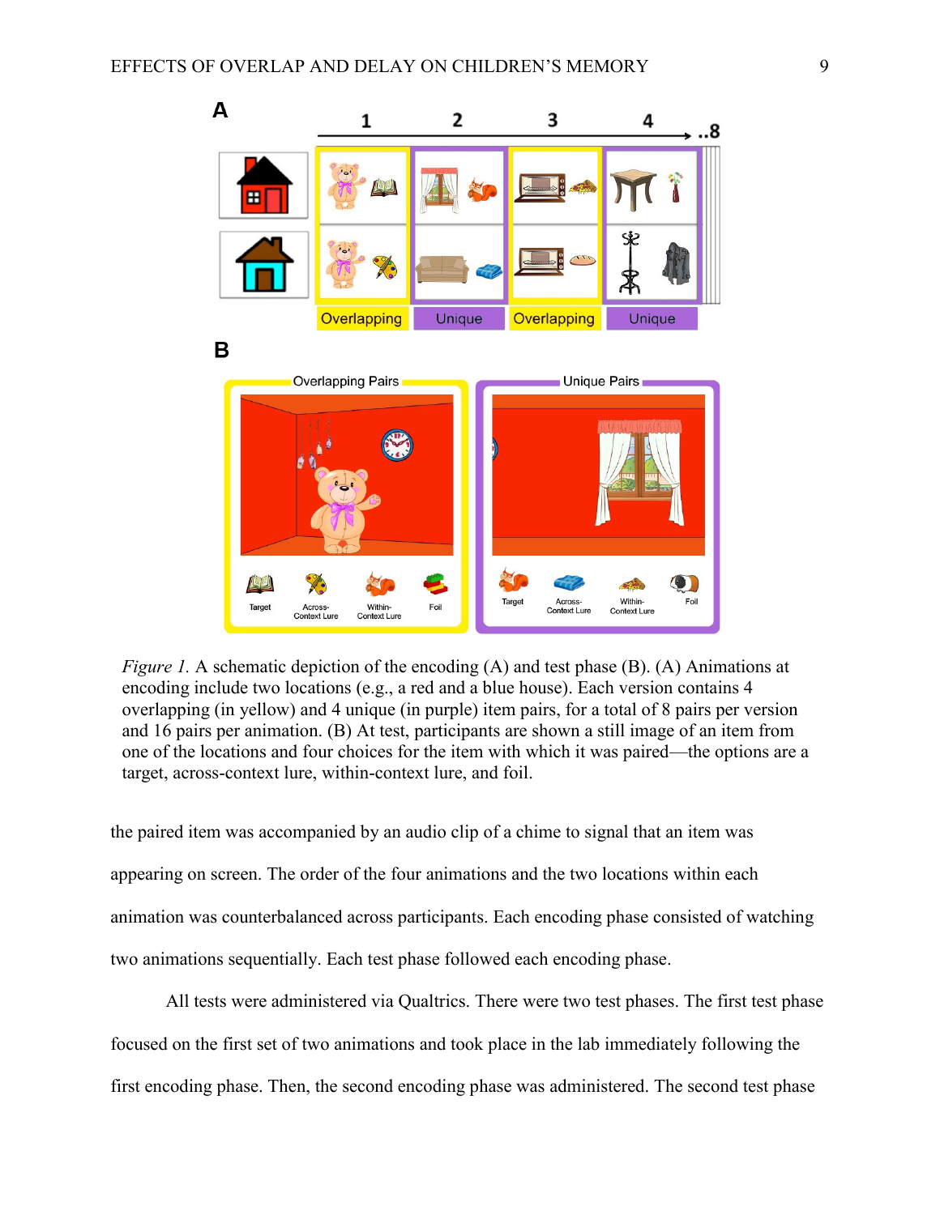*Figure 1.* A schematic depiction of the encoding (A) and test phase (B). (A) Animations at encoding include two locations (e.g., a red and a blue house). Each version contains 4 overlapping (in yellow) and 4 unique (in purple) item pairs, for a total of 8 pairs per version and 16 pairs per animation. (B) At test, participants are shown a still image of an item from one of the locations and four choices for the item with which it was paired—the options are a target, across-context lure, within-context lure, and foil.

the paired item was accompanied by an audio clip of a chime to signal that an item was appearing on screen. The order of the four animations and the two locations within each animation was counterbalanced across participants. Each encoding phase consisted of watching two animations sequentially. Each test phase followed each encoding phase.

All tests were administered via Qualtrics. There were two test phases. The first test phase focused on the first set of two animations and took place in the lab immediately following the first encoding phase. Then, the second encoding phase was administered. The second test phase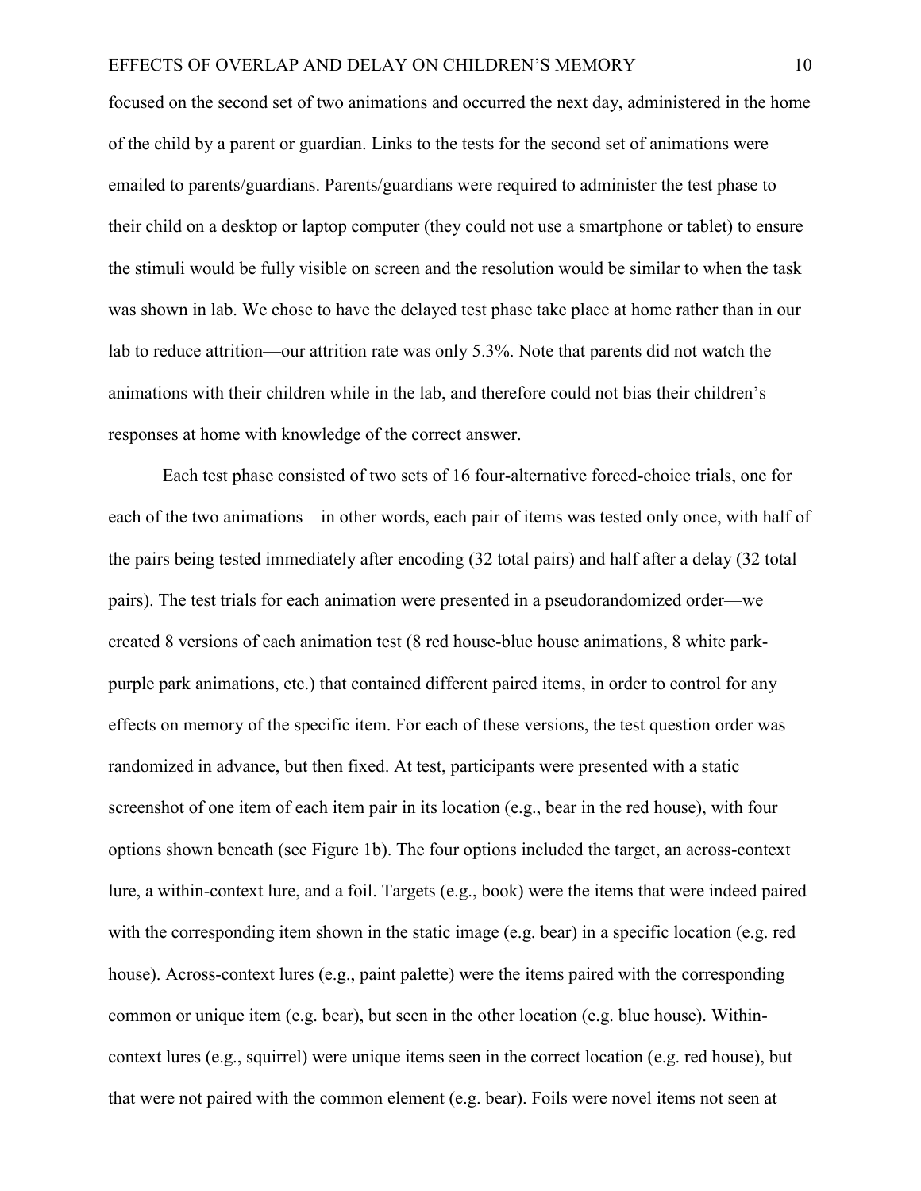focused on the second set of two animations and occurred the next day, administered in the home of the child by a parent or guardian. Links to the tests for the second set of animations were emailed to parents/guardians. Parents/guardians were required to administer the test phase to their child on a desktop or laptop computer (they could not use a smartphone or tablet) to ensure the stimuli would be fully visible on screen and the resolution would be similar to when the task was shown in lab. We chose to have the delayed test phase take place at home rather than in our lab to reduce attrition—our attrition rate was only 5.3%. Note that parents did not watch the animations with their children while in the lab, and therefore could not bias their children's responses at home with knowledge of the correct answer.

Each test phase consisted of two sets of 16 four-alternative forced-choice trials, one for each of the two animations—in other words, each pair of items was tested only once, with half of the pairs being tested immediately after encoding (32 total pairs) and half after a delay (32 total pairs). The test trials for each animation were presented in a pseudorandomized order—we created 8 versions of each animation test (8 red house-blue house animations, 8 white park-purple park animations, etc.) that contained different paired items, in order to control for any effects on memory of the specific item. For each of these versions, the test question order was randomized in advance, but then fixed. At test, participants were presented with a static screenshot of one item of each item pair in its location (e.g., bear in the red house), with four options shown beneath (see Figure 1b). The four options included the target, an across-context lure, a within-context lure, and a foil. Targets (e.g., book) were the items that were indeed paired with the corresponding item shown in the static image (e.g. bear) in a specific location (e.g. red house). Across-context lures (e.g., paint palette) were the items paired with the corresponding common or unique item (e.g. bear), but seen in the other location (e.g. blue house). Within-context lures (e.g., squirrel) were unique items seen in the correct location (e.g. red house), but that were not paired with the common element (e.g. bear). Foils were novel items not seen at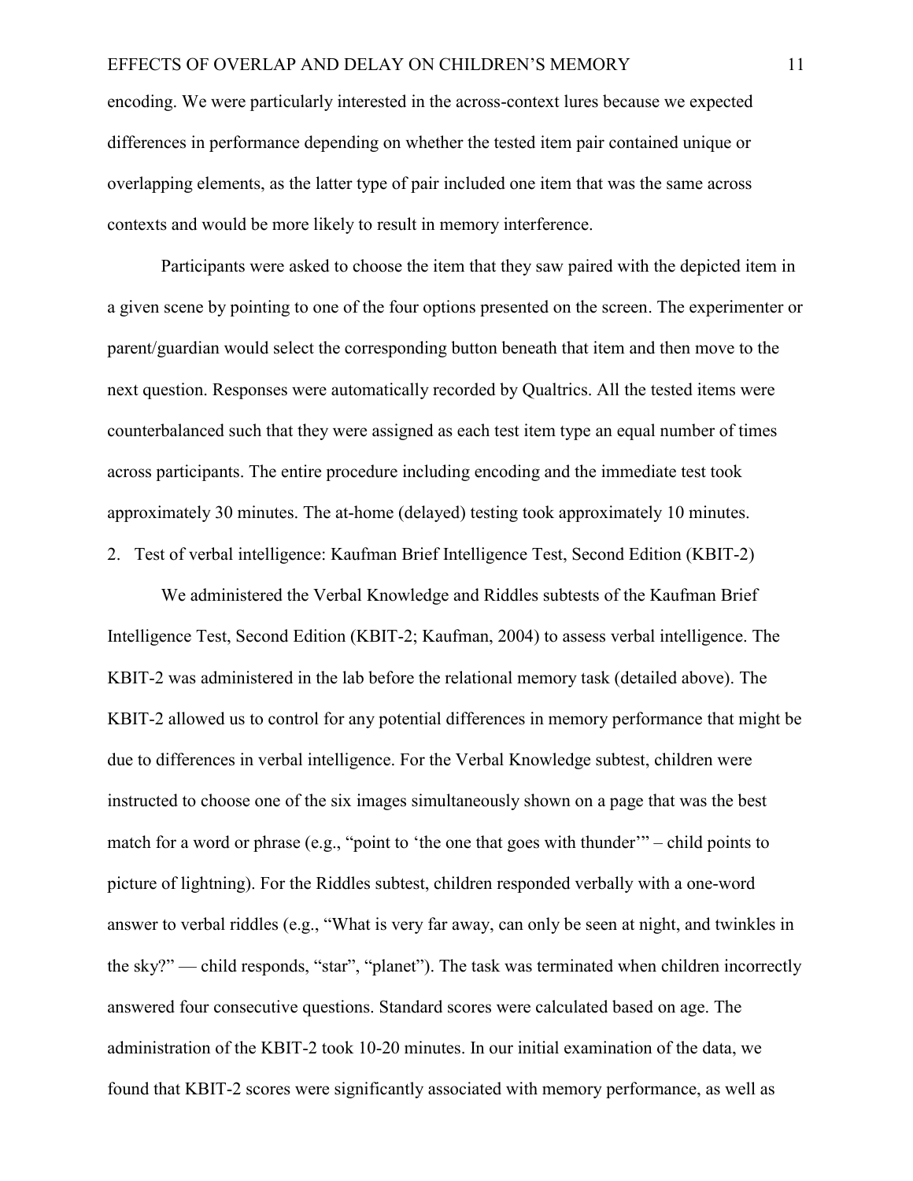encoding. We were particularly interested in the across-context lures because we expected differences in performance depending on whether the tested item pair contained unique or overlapping elements, as the latter type of pair included one item that was the same across contexts and would be more likely to result in memory interference.

Participants were asked to choose the item that they saw paired with the depicted item in a given scene by pointing to one of the four options presented on the screen. The experimenter or parent/guardian would select the corresponding button beneath that item and then move to the next question. Responses were automatically recorded by Qualtrics. All the tested items were counterbalanced such that they were assigned as each test item type an equal number of times across participants. The entire procedure including encoding and the immediate test took approximately 30 minutes. The at-home (delayed) testing took approximately 10 minutes.

2. Test of verbal intelligence: Kaufman Brief Intelligence Test, Second Edition (KBIT-2)

We administered the Verbal Knowledge and Riddles subtests of the Kaufman Brief Intelligence Test, Second Edition (KBIT-2; Kaufman, 2004) to assess verbal intelligence. The KBIT-2 was administered in the lab before the relational memory task (detailed above). The KBIT-2 allowed us to control for any potential differences in memory performance that might be due to differences in verbal intelligence. For the Verbal Knowledge subtest, children were instructed to choose one of the six images simultaneously shown on a page that was the best match for a word or phrase (e.g., "point to 'the one that goes with thunder'" – child points to picture of lightning). For the Riddles subtest, children responded verbally with a one-word answer to verbal riddles (e.g., "What is very far away, can only be seen at night, and twinkles in the sky?" — child responds, "star", "planet"). The task was terminated when children incorrectly answered four consecutive questions. Standard scores were calculated based on age. The administration of the KBIT-2 took 10-20 minutes. In our initial examination of the data, we found that KBIT-2 scores were significantly associated with memory performance, as well as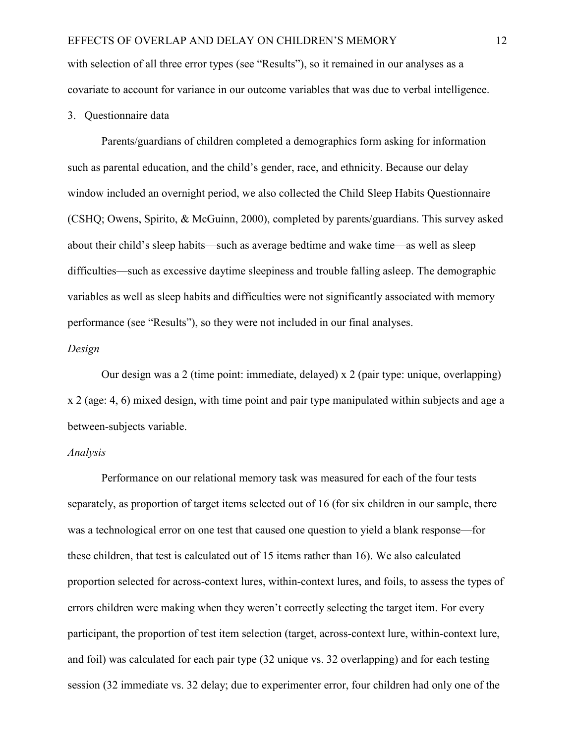with selection of all three error types (see "Results"), so it remained in our analyses as a covariate to account for variance in our outcome variables that was due to verbal intelligence.

3. Questionnaire data

Parents/guardians of children completed a demographics form asking for information such as parental education, and the child's gender, race, and ethnicity. Because our delay window included an overnight period, we also collected the Child Sleep Habits Questionnaire (CSHQ; Owens, Spirito, & McGuinn, 2000), completed by parents/guardians. This survey asked about their child's sleep habits—such as average bedtime and wake time—as well as sleep difficulties—such as excessive daytime sleepiness and trouble falling asleep. The demographic variables as well as sleep habits and difficulties were not significantly associated with memory performance (see "Results"), so they were not included in our final analyses.

*Design*

Our design was a 2 (time point: immediate, delayed) x 2 (pair type: unique, overlapping) x 2 (age: 4, 6) mixed design, with time point and pair type manipulated within subjects and age a between-subjects variable.

*Analysis*

Performance on our relational memory task was measured for each of the four tests separately, as proportion of target items selected out of 16 (for six children in our sample, there was a technological error on one test that caused one question to yield a blank response—for these children, that test is calculated out of 15 items rather than 16). We also calculated proportion selected for across-context lures, within-context lures, and foils, to assess the types of errors children were making when they weren't correctly selecting the target item. For every participant, the proportion of test item selection (target, across-context lure, within-context lure, and foil) was calculated for each pair type (32 unique vs. 32 overlapping) and for each testing session (32 immediate vs. 32 delay; due to experimenter error, four children had only one of the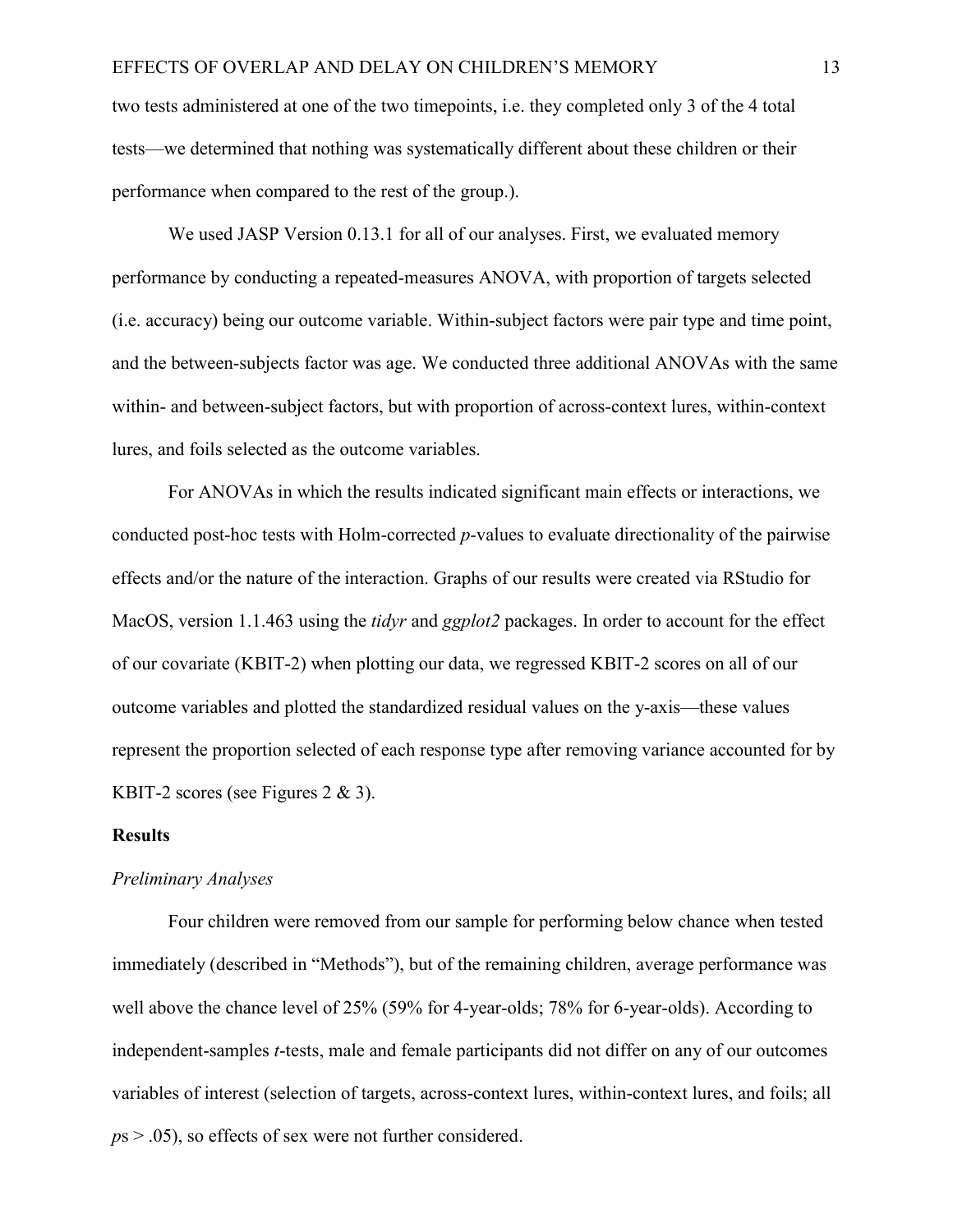two tests administered at one of the two timepoints, i.e. they completed only 3 of the 4 total tests—we determined that nothing was systematically different about these children or their performance when compared to the rest of the group.).

We used JASP Version 0.13.1 for all of our analyses. First, we evaluated memory performance by conducting a repeated-measures ANOVA, with proportion of targets selected (i.e. accuracy) being our outcome variable. Within-subject factors were pair type and time point, and the between-subjects factor was age. We conducted three additional ANOVAs with the same within- and between-subject factors, but with proportion of across-context lures, within-context lures, and foils selected as the outcome variables.

For ANOVAs in which the results indicated significant main effects or interactions, we conducted post-hoc tests with Holm-corrected *p*-values to evaluate directionality of the pairwise effects and/or the nature of the interaction. Graphs of our results were created via RStudio for MacOS, version 1.1.463 using the *tidyr* and *ggplot2* packages. In order to account for the effect of our covariate (KBIT-2) when plotting our data, we regressed KBIT-2 scores on all of our outcome variables and plotted the standardized residual values on the y-axis—these values represent the proportion selected of each response type after removing variance accounted for by KBIT-2 scores (see Figures 2 & 3).

## Results

### *Preliminary Analyses*

Four children were removed from our sample for performing below chance when tested immediately (described in "Methods"), but of the remaining children, average performance was well above the chance level of 25% (59% for 4-year-olds; 78% for 6-year-olds). According to independent-samples *t*-tests, male and female participants did not differ on any of our outcomes variables of interest (selection of targets, across-context lures, within-context lures, and foils; all $p$s $> .05$), so effects of sex were not further considered.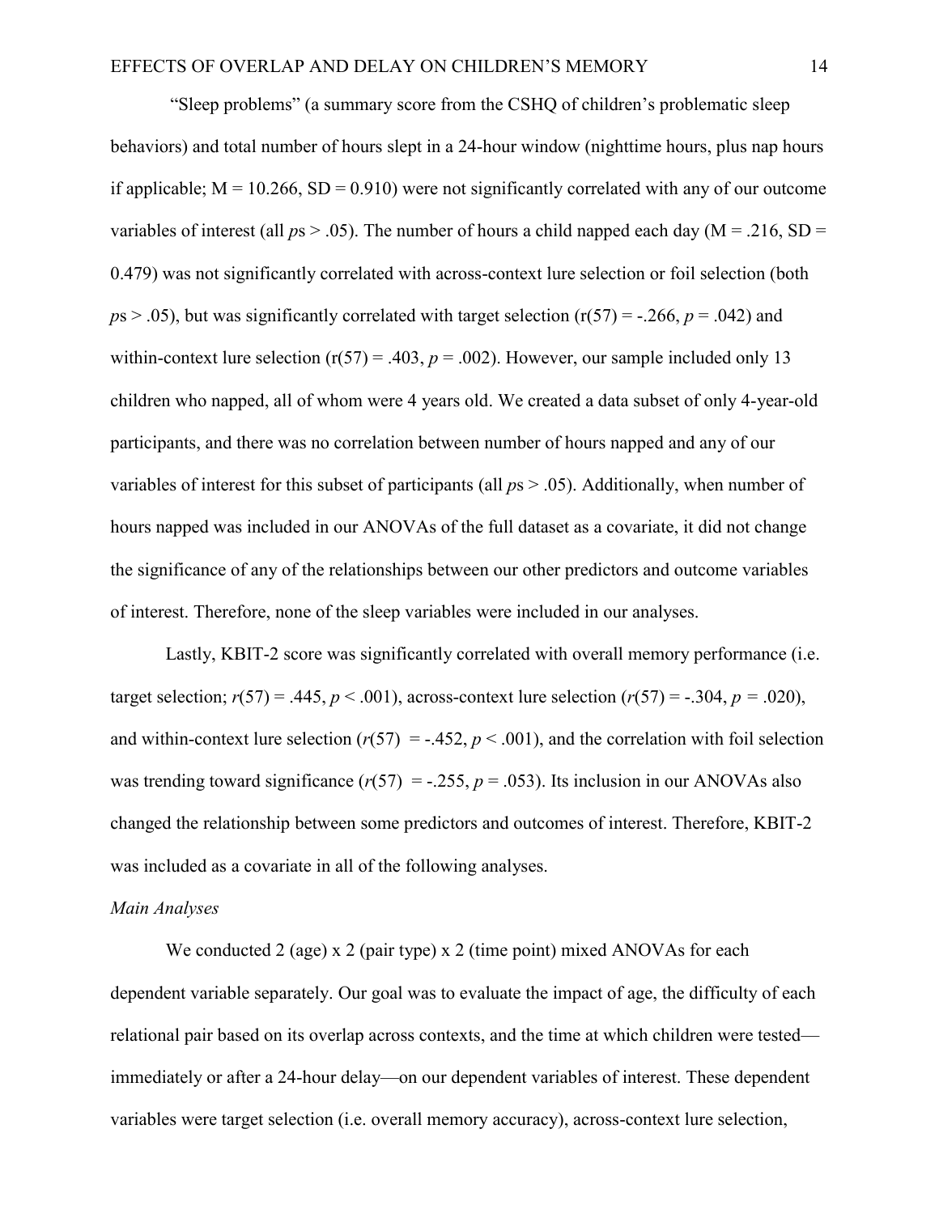"Sleep problems" (a summary score from the CSHQ of children's problematic sleep behaviors) and total number of hours slept in a 24-hour window (nighttime hours, plus nap hours if applicable; M = 10.266, SD = 0.910) were not significantly correlated with any of our outcome variables of interest (all *p*s > .05). The number of hours a child napped each day (M = .216, SD = 0.479) was not significantly correlated with across-context lure selection or foil selection (both *p*s > .05), but was significantly correlated with target selection ($r(57) = -.266$, $p = .042$) and within-context lure selection ($r(57) = .403$, $p = .002$). However, our sample included only 13 children who napped, all of whom were 4 years old. We created a data subset of only 4-year-old participants, and there was no correlation between number of hours napped and any of our variables of interest for this subset of participants (all *p*s > .05). Additionally, when number of hours napped was included in our ANOVAs of the full dataset as a covariate, it did not change the significance of any of the relationships between our other predictors and outcome variables of interest. Therefore, none of the sleep variables were included in our analyses.

Lastly, KBIT-2 score was significantly correlated with overall memory performance (i.e. target selection; $r(57) = .445$, $p < .001$), across-context lure selection ($r(57) = -.304$, $p = .020$), and within-context lure selection ($r(57) = -.452$, $p < .001$), and the correlation with foil selection was trending toward significance ($r(57) = -.255$, $p = .053$). Its inclusion in our ANOVAs also changed the relationship between some predictors and outcomes of interest. Therefore, KBIT-2 was included as a covariate in all of the following analyses.

*Main Analyses*

We conducted 2 (age) x 2 (pair type) x 2 (time point) mixed ANOVAs for each dependent variable separately. Our goal was to evaluate the impact of age, the difficulty of each relational pair based on its overlap across contexts, and the time at which children were tested—immediately or after a 24-hour delay—on our dependent variables of interest. These dependent variables were target selection (i.e. overall memory accuracy), across-context lure selection,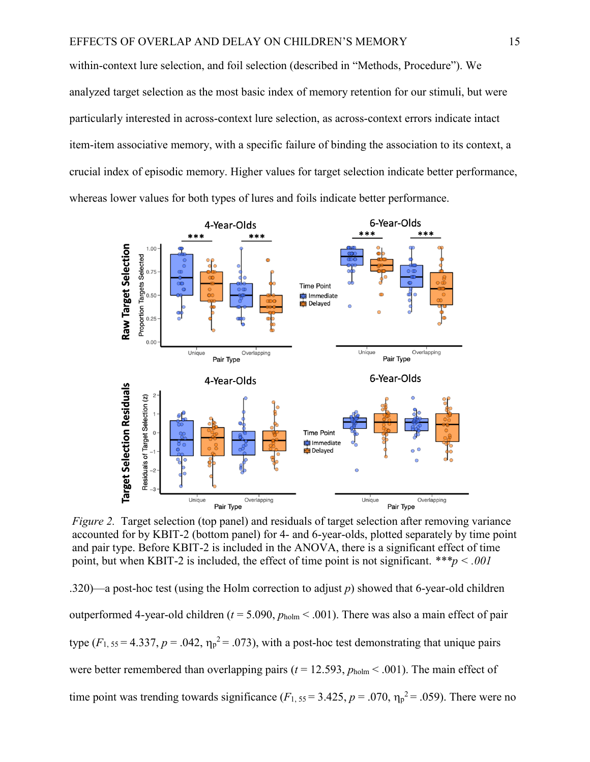within-context lure selection, and foil selection (described in "Methods, Procedure"). We analyzed target selection as the most basic index of memory retention for our stimuli, but were particularly interested in across-context lure selection, as across-context errors indicate intact item-item associative memory, with a specific failure of binding the association to its context, a crucial index of episodic memory. Higher values for target selection indicate better performance, whereas lower values for both types of lures and foils indicate better performance.

*Figure 2.* Target selection (top panel) and residuals of target selection after removing variance accounted for by KBIT-2 (bottom panel) for 4- and 6-year-olds, plotted separately by time point and pair type. Before KBIT-2 is included in the ANOVA, there is a significant effect of time point, but when KBIT-2 is included, the effect of time point is not significant. ****p < .001*

.320)—a post-hoc test (using the Holm correction to adjust $p$) showed that 6-year-old children outperformed 4-year-old children ($t = 5.090$, $p_{holm} < .001$). There was also a main effect of pair type ($F_{1, 55} = 4.337$, $p = .042$, $\eta_p^2 = .073$), with a post-hoc test demonstrating that unique pairs were better remembered than overlapping pairs ($t = 12.593$, $p_{holm} < .001$). The main effect of time point was trending towards significance ($F_{1, 55} = 3.425$, $p = .070$, $\eta_p^2 = .059$). There were no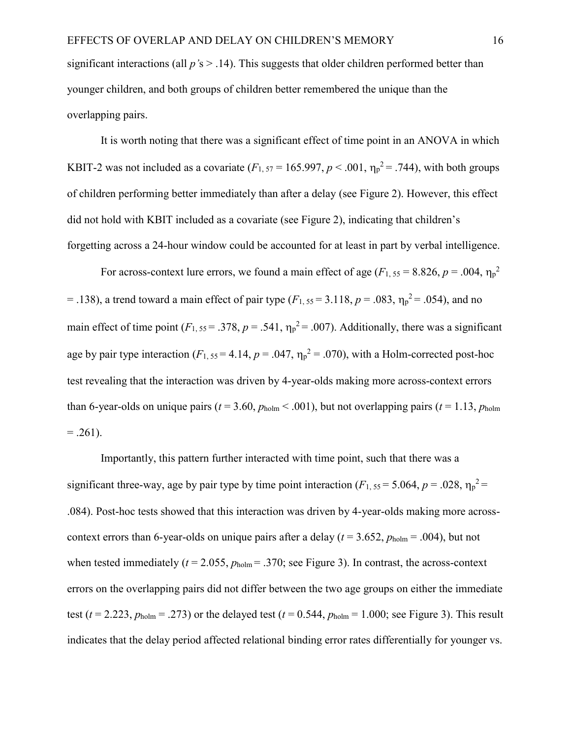significant interactions (all *p'*s > .14). This suggests that older children performed better than younger children, and both groups of children better remembered the unique than the overlapping pairs.

It is worth noting that there was a significant effect of time point in an ANOVA in which KBIT-2 was not included as a covariate ($F_{1, 57} = 165.997$, $p < .001$, $\eta_p^2 = .744$), with both groups of children performing better immediately than after a delay (see Figure 2). However, this effect did not hold with KBIT included as a covariate (see Figure 2), indicating that children's forgetting across a 24-hour window could be accounted for at least in part by verbal intelligence.

For across-context lure errors, we found a main effect of age ($F_{1, 55} = 8.826$, $p = .004$, $\eta_p^2 = .138$), a trend toward a main effect of pair type ($F_{1, 55} = 3.118$, $p = .083$, $\eta_p^2 = .054$), and no main effect of time point ($F_{1, 55} = .378$, $p = .541$, $\eta_p^2 = .007$). Additionally, there was a significant age by pair type interaction ($F_{1, 55} = 4.14$, $p = .047$, $\eta_p^2 = .070$), with a Holm-corrected post-hoc test revealing that the interaction was driven by 4-year-olds making more across-context errors than 6-year-olds on unique pairs ($t = 3.60$, $p_{\text{holm}} < .001$), but not overlapping pairs ($t = 1.13$, $p_{\text{holm}} = .261$).

Importantly, this pattern further interacted with time point, such that there was a significant three-way, age by pair type by time point interaction ($F_{1, 55} = 5.064$, $p = .028$, $\eta_p^2 = .084$). Post-hoc tests showed that this interaction was driven by 4-year-olds making more across-context errors than 6-year-olds on unique pairs after a delay ($t = 3.652$, $p_{\text{holm}} = .004$), but not when tested immediately ($t = 2.055$, $p_{\text{holm}} = .370$; see Figure 3). In contrast, the across-context errors on the overlapping pairs did not differ between the two age groups on either the immediate test ($t = 2.223$, $p_{\text{holm}} = .273$) or the delayed test ($t = 0.544$, $p_{\text{holm}} = 1.000$; see Figure 3). This result indicates that the delay period affected relational binding error rates differentially for younger vs.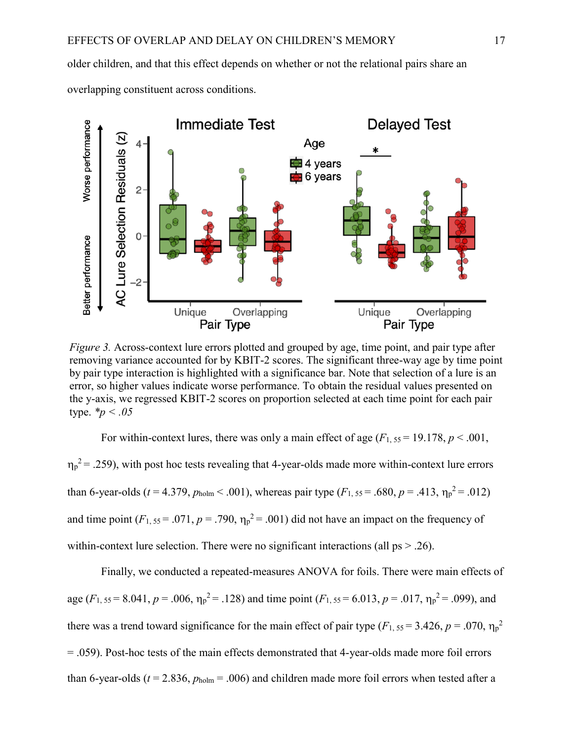older children, and that this effect depends on whether or not the relational pairs share an overlapping constituent across conditions.

*Figure 3.* Across-context lure errors plotted and grouped by age, time point, and pair type after removing variance accounted for by KBIT-2 scores. The significant three-way age by time point by pair type interaction is highlighted with a significance bar. Note that selection of a lure is an error, so higher values indicate worse performance. To obtain the residual values presented on the y-axis, we regressed KBIT-2 scores on proportion selected at each time point for each pair type. *$*p < .05$*

For within-context lures, there was only a main effect of age ($F_{1, 55} = 19.178$, $p < .001$, $\eta_p^2 = .259$), with post hoc tests revealing that 4-year-olds made more within-context lure errors than 6-year-olds ($t = 4.379$, $p_{holm} < .001$), whereas pair type ($F_{1, 55} = .680$, $p = .413$, $\eta_p^2 = .012$) and time point ($F_{1, 55} = .071$, $p = .790$, $\eta_p^2 = .001$) did not have an impact on the frequency of within-context lure selection. There were no significant interactions (all ps > .26).

Finally, we conducted a repeated-measures ANOVA for foils. There were main effects of age ($F_{1, 55} = 8.041$, $p = .006$, $\eta_p^2 = .128$) and time point ($F_{1, 55} = 6.013$, $p = .017$, $\eta_p^2 = .099$), and there was a trend toward significance for the main effect of pair type ($F_{1, 55} = 3.426$, $p = .070$, $\eta_p^2 = .059$). Post-hoc tests of the main effects demonstrated that 4-year-olds made more foil errors than 6-year-olds ($t = 2.836$, $p_{holm} = .006$) and children made more foil errors when tested after a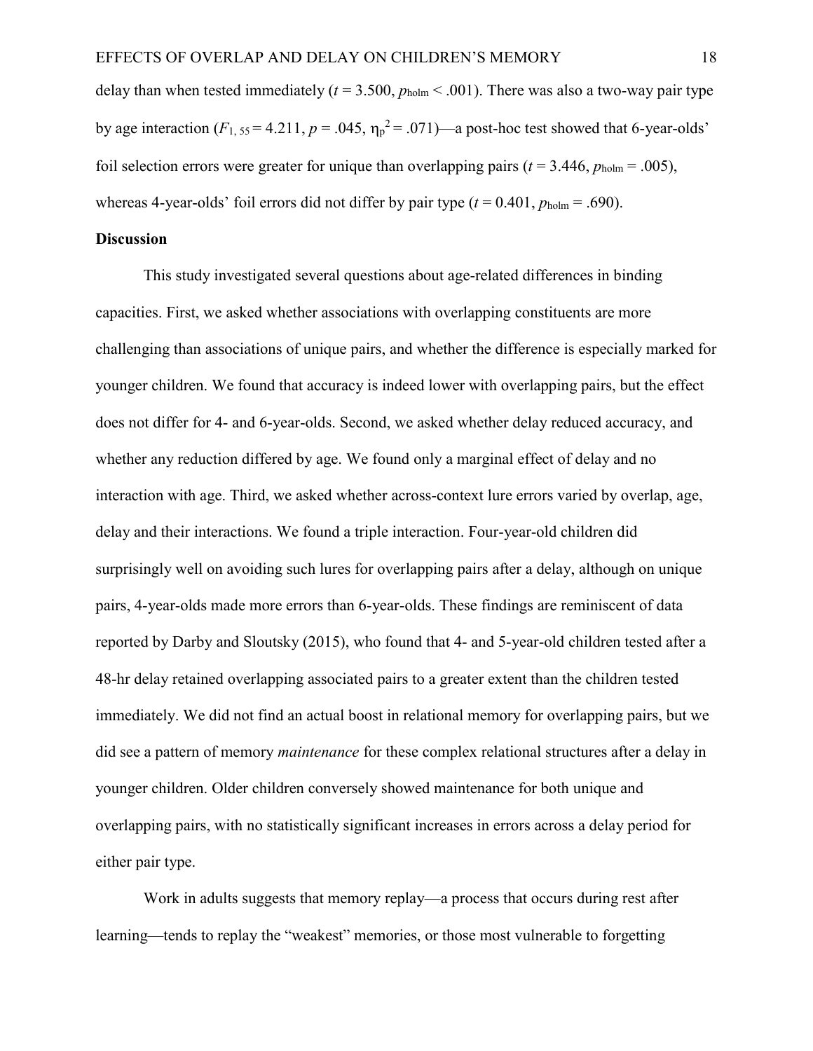delay than when tested immediately ($t = 3.500$, $p_{holm} < .001$). There was also a two-way pair type by age interaction ($F_{1, 55} = 4.211$, $p = .045$, $\eta_p^2 = .071$)—a post-hoc test showed that 6-year-olds' foil selection errors were greater for unique than overlapping pairs ($t = 3.446$, $p_{holm} = .005$), whereas 4-year-olds' foil errors did not differ by pair type ($t = 0.401$, $p_{holm} = .690$).

## Discussion

This study investigated several questions about age-related differences in binding capacities. First, we asked whether associations with overlapping constituents are more challenging than associations of unique pairs, and whether the difference is especially marked for younger children. We found that accuracy is indeed lower with overlapping pairs, but the effect does not differ for 4- and 6-year-olds. Second, we asked whether delay reduced accuracy, and whether any reduction differed by age. We found only a marginal effect of delay and no interaction with age. Third, we asked whether across-context lure errors varied by overlap, age, delay and their interactions. We found a triple interaction. Four-year-old children did surprisingly well on avoiding such lures for overlapping pairs after a delay, although on unique pairs, 4-year-olds made more errors than 6-year-olds. These findings are reminiscent of data reported by Darby and Sloutsky (2015), who found that 4- and 5-year-old children tested after a 48-hr delay retained overlapping associated pairs to a greater extent than the children tested immediately. We did not find an actual boost in relational memory for overlapping pairs, but we did see a pattern of memory *maintenance* for these complex relational structures after a delay in younger children. Older children conversely showed maintenance for both unique and overlapping pairs, with no statistically significant increases in errors across a delay period for either pair type.

Work in adults suggests that memory replay—a process that occurs during rest after learning—tends to replay the "weakest" memories, or those most vulnerable to forgetting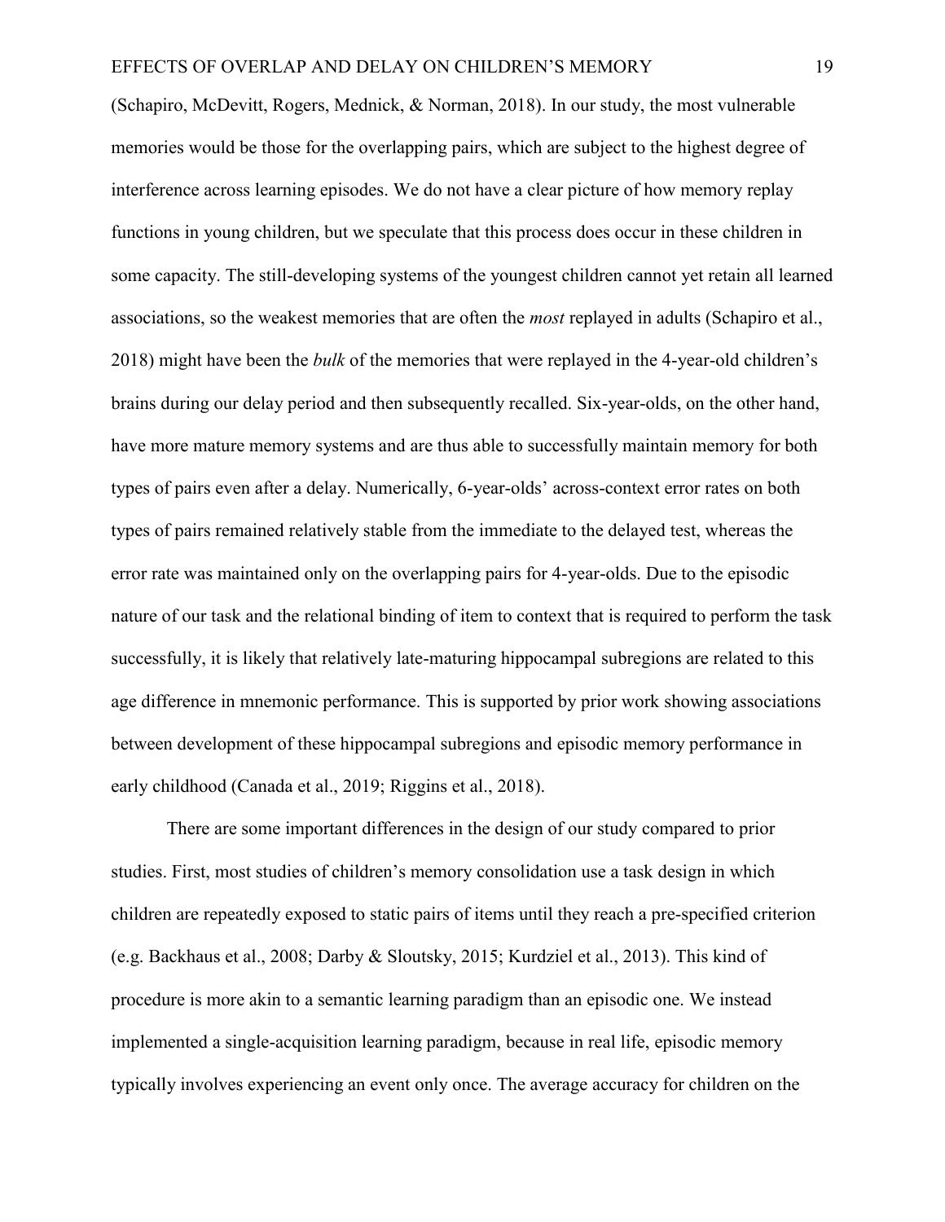(Schapiro, McDevitt, Rogers, Mednick, & Norman, 2018). In our study, the most vulnerable memories would be those for the overlapping pairs, which are subject to the highest degree of interference across learning episodes. We do not have a clear picture of how memory replay functions in young children, but we speculate that this process does occur in these children in some capacity. The still-developing systems of the youngest children cannot yet retain all learned associations, so the weakest memories that are often the *most* replayed in adults (Schapiro et al., 2018) might have been the *bulk* of the memories that were replayed in the 4-year-old children's brains during our delay period and then subsequently recalled. Six-year-olds, on the other hand, have more mature memory systems and are thus able to successfully maintain memory for both types of pairs even after a delay. Numerically, 6-year-olds' across-context error rates on both types of pairs remained relatively stable from the immediate to the delayed test, whereas the error rate was maintained only on the overlapping pairs for 4-year-olds. Due to the episodic nature of our task and the relational binding of item to context that is required to perform the task successfully, it is likely that relatively late-maturing hippocampal subregions are related to this age difference in mnemonic performance. This is supported by prior work showing associations between development of these hippocampal subregions and episodic memory performance in early childhood (Canada et al., 2019; Riggins et al., 2018).

There are some important differences in the design of our study compared to prior studies. First, most studies of children's memory consolidation use a task design in which children are repeatedly exposed to static pairs of items until they reach a pre-specified criterion (e.g. Backhaus et al., 2008; Darby & Sloutsky, 2015; Kurdziel et al., 2013). This kind of procedure is more akin to a semantic learning paradigm than an episodic one. We instead implemented a single-acquisition learning paradigm, because in real life, episodic memory typically involves experiencing an event only once. The average accuracy for children on the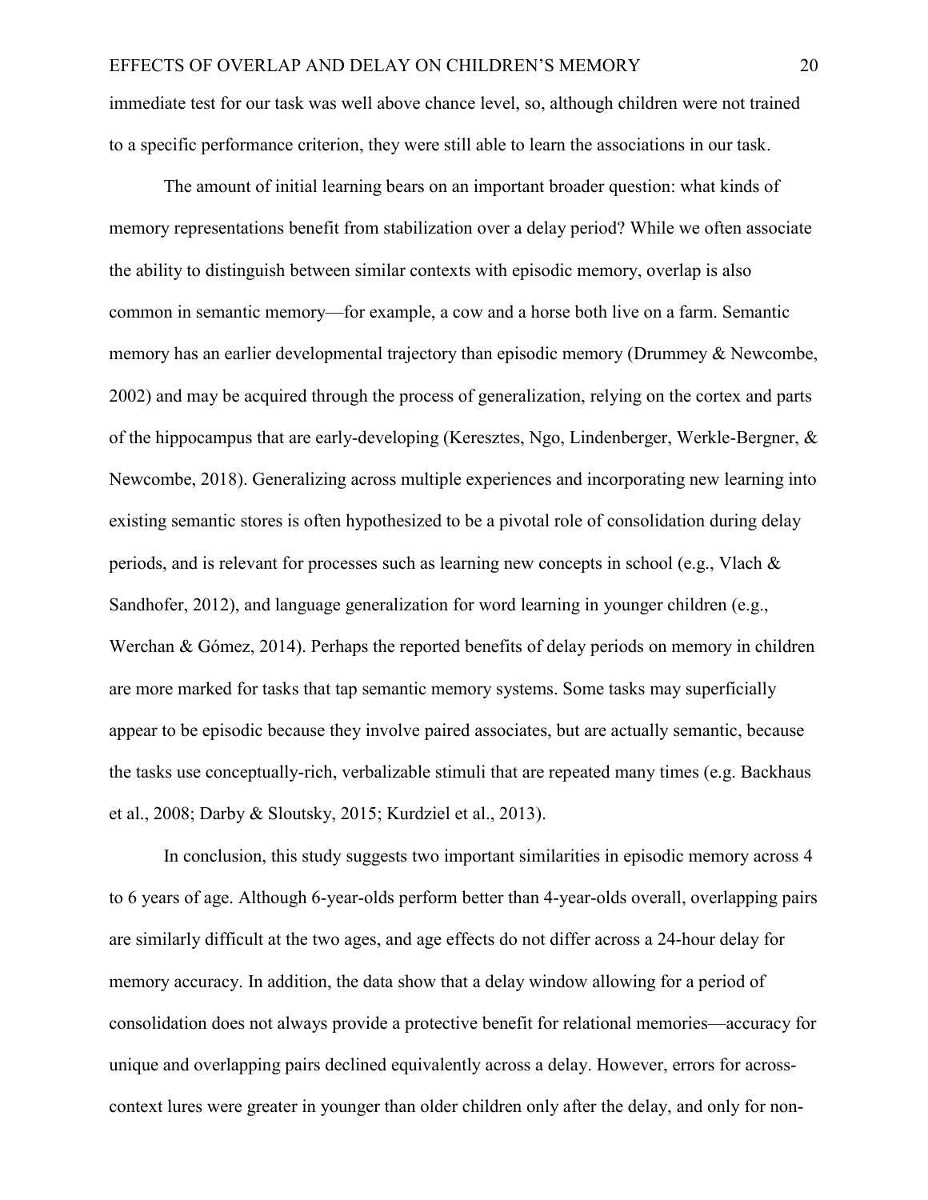immediate test for our task was well above chance level, so, although children were not trained to a specific performance criterion, they were still able to learn the associations in our task.

The amount of initial learning bears on an important broader question: what kinds of memory representations benefit from stabilization over a delay period? While we often associate the ability to distinguish between similar contexts with episodic memory, overlap is also common in semantic memory—for example, a cow and a horse both live on a farm. Semantic memory has an earlier developmental trajectory than episodic memory (Drummey & Newcombe, 2002) and may be acquired through the process of generalization, relying on the cortex and parts of the hippocampus that are early-developing (Keresztes, Ngo, Lindenberger, Werkle-Bergner, & Newcombe, 2018). Generalizing across multiple experiences and incorporating new learning into existing semantic stores is often hypothesized to be a pivotal role of consolidation during delay periods, and is relevant for processes such as learning new concepts in school (e.g., Vlach & Sandhofer, 2012), and language generalization for word learning in younger children (e.g., Werchan & Gómez, 2014). Perhaps the reported benefits of delay periods on memory in children are more marked for tasks that tap semantic memory systems. Some tasks may superficially appear to be episodic because they involve paired associates, but are actually semantic, because the tasks use conceptually-rich, verbalizable stimuli that are repeated many times (e.g. Backhaus et al., 2008; Darby & Sloutsky, 2015; Kurdziel et al., 2013).

In conclusion, this study suggests two important similarities in episodic memory across 4 to 6 years of age. Although 6-year-olds perform better than 4-year-olds overall, overlapping pairs are similarly difficult at the two ages, and age effects do not differ across a 24-hour delay for memory accuracy. In addition, the data show that a delay window allowing for a period of consolidation does not always provide a protective benefit for relational memories—accuracy for unique and overlapping pairs declined equivalently across a delay. However, errors for across-context lures were greater in younger than older children only after the delay, and only for non-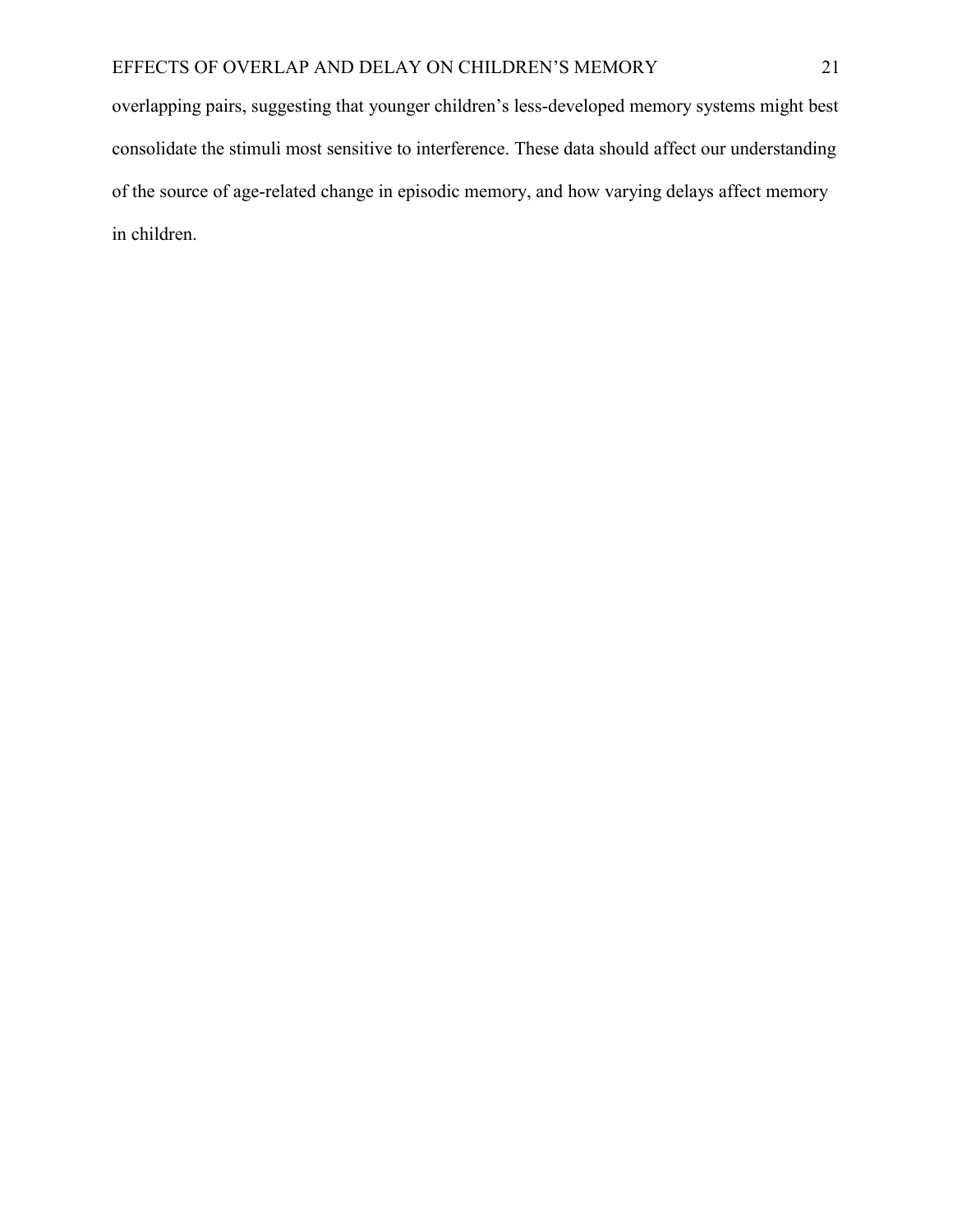overlapping pairs, suggesting that younger children's less-developed memory systems might best consolidate the stimuli most sensitive to interference. These data should affect our understanding of the source of age-related change in episodic memory, and how varying delays affect memory in children.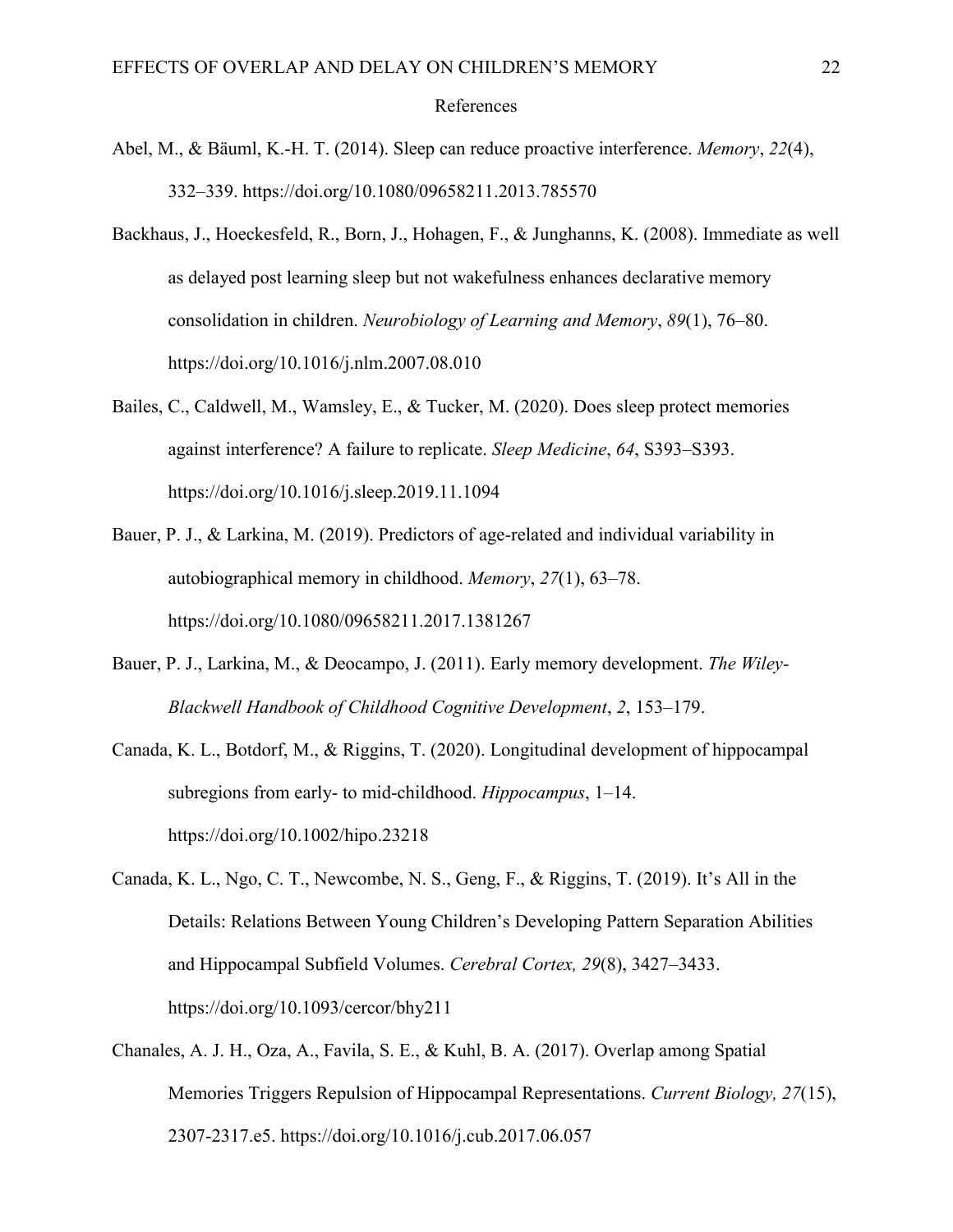# References

Abel, M., & Bäuml, K.-H. T. (2014). Sleep can reduce proactive interference. *Memory*, *22*(4), 332–339. https://doi.org/10.1080/09658211.2013.785570

Backhaus, J., Hoeckesfeld, R., Born, J., Hohagen, F., & Junghanns, K. (2008). Immediate as well as delayed post learning sleep but not wakefulness enhances declarative memory consolidation in children. *Neurobiology of Learning and Memory*, *89*(1), 76–80. https://doi.org/10.1016/j.nlm.2007.08.010

Bailes, C., Caldwell, M., Wamsley, E., & Tucker, M. (2020). Does sleep protect memories against interference? A failure to replicate. *Sleep Medicine*, *64*, S393–S393. https://doi.org/10.1016/j.sleep.2019.11.1094

Bauer, P. J., & Larkina, M. (2019). Predictors of age-related and individual variability in autobiographical memory in childhood. *Memory*, *27*(1), 63–78. https://doi.org/10.1080/09658211.2017.1381267

Bauer, P. J., Larkina, M., & Deocampo, J. (2011). Early memory development. *The Wiley-Blackwell Handbook of Childhood Cognitive Development*, *2*, 153–179.

Canada, K. L., Botdorf, M., & Riggins, T. (2020). Longitudinal development of hippocampal subregions from early- to mid-childhood. *Hippocampus*, 1–14. https://doi.org/10.1002/hipo.23218

Canada, K. L., Ngo, C. T., Newcombe, N. S., Geng, F., & Riggins, T. (2019). It's All in the Details: Relations Between Young Children's Developing Pattern Separation Abilities and Hippocampal Subfield Volumes. *Cerebral Cortex, 29*(8), 3427–3433. https://doi.org/10.1093/cercor/bhy211

Chanales, A. J. H., Oza, A., Favila, S. E., & Kuhl, B. A. (2017). Overlap among Spatial Memories Triggers Repulsion of Hippocampal Representations. *Current Biology, 27*(15), 2307-2317.e5. https://doi.org/10.1016/j.cub.2017.06.057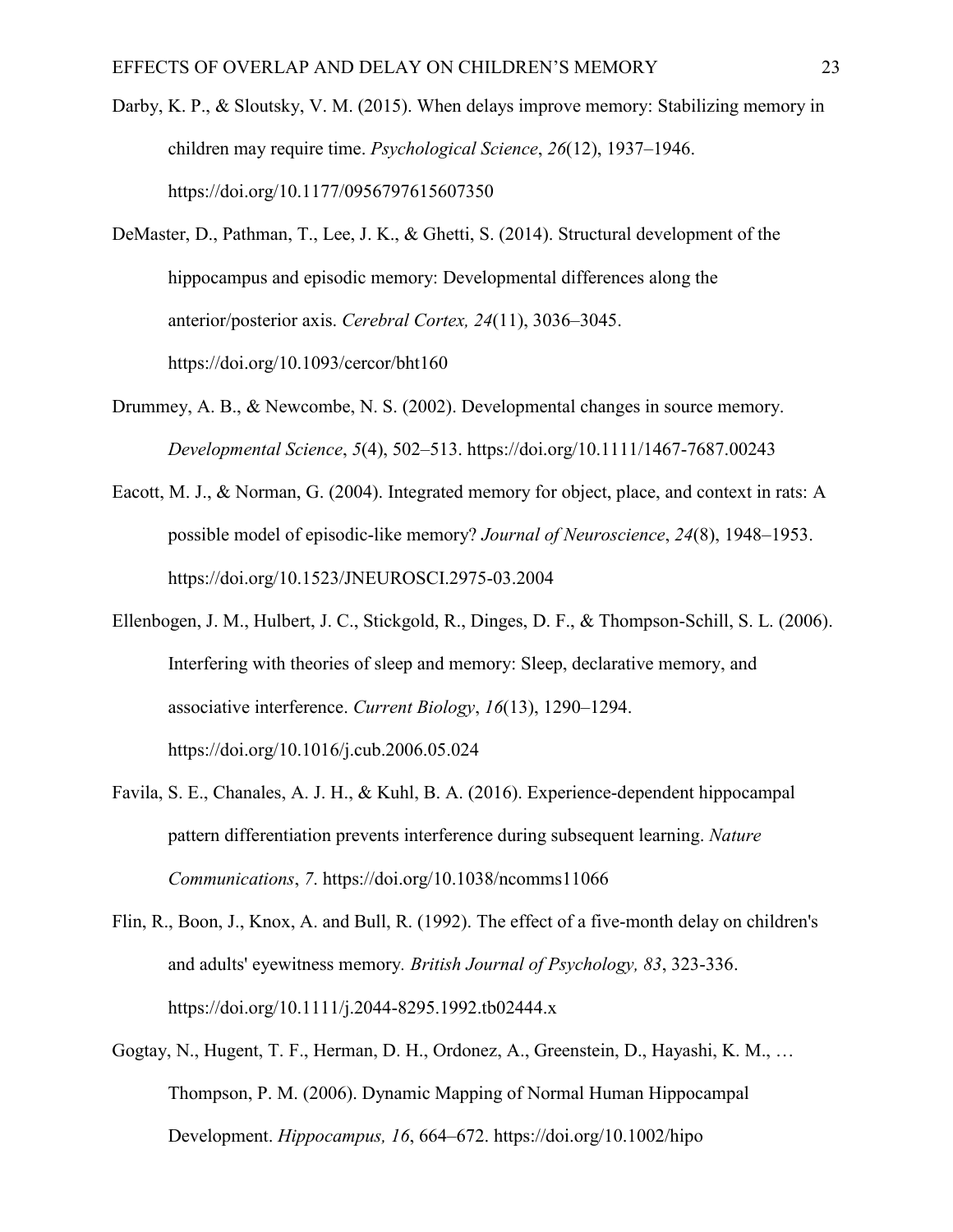Darby, K. P., & Sloutsky, V. M. (2015). When delays improve memory: Stabilizing memory in children may require time. *Psychological Science*, *26*(12), 1937–1946. https://doi.org/10.1177/0956797615607350

DeMaster, D., Pathman, T., Lee, J. K., & Ghetti, S. (2014). Structural development of the hippocampus and episodic memory: Developmental differences along the anterior/posterior axis. *Cerebral Cortex, 24*(11), 3036–3045. https://doi.org/10.1093/cercor/bht160

Drummey, A. B., & Newcombe, N. S. (2002). Developmental changes in source memory. *Developmental Science*, *5*(4), 502–513. https://doi.org/10.1111/1467-7687.00243

Eacott, M. J., & Norman, G. (2004). Integrated memory for object, place, and context in rats: A possible model of episodic-like memory? *Journal of Neuroscience*, *24*(8), 1948–1953. https://doi.org/10.1523/JNEUROSCI.2975-03.2004

Ellenbogen, J. M., Hulbert, J. C., Stickgold, R., Dinges, D. F., & Thompson-Schill, S. L. (2006). Interfering with theories of sleep and memory: Sleep, declarative memory, and associative interference. *Current Biology*, *16*(13), 1290–1294. https://doi.org/10.1016/j.cub.2006.05.024

Favila, S. E., Chanales, A. J. H., & Kuhl, B. A. (2016). Experience-dependent hippocampal pattern differentiation prevents interference during subsequent learning. *Nature Communications*, *7*. https://doi.org/10.1038/ncomms11066

Flin, R., Boon, J., Knox, A. and Bull, R. (1992). The effect of a five-month delay on children's and adults' eyewitness memory. *British Journal of Psychology, 83*, 323-336. https://doi.org/10.1111/j.2044-8295.1992.tb02444.x

Gogtay, N., Hugent, T. F., Herman, D. H., Ordonez, A., Greenstein, D., Hayashi, K. M., … Thompson, P. M. (2006). Dynamic Mapping of Normal Human Hippocampal Development. *Hippocampus, 16*, 664–672. https://doi.org/10.1002/hipo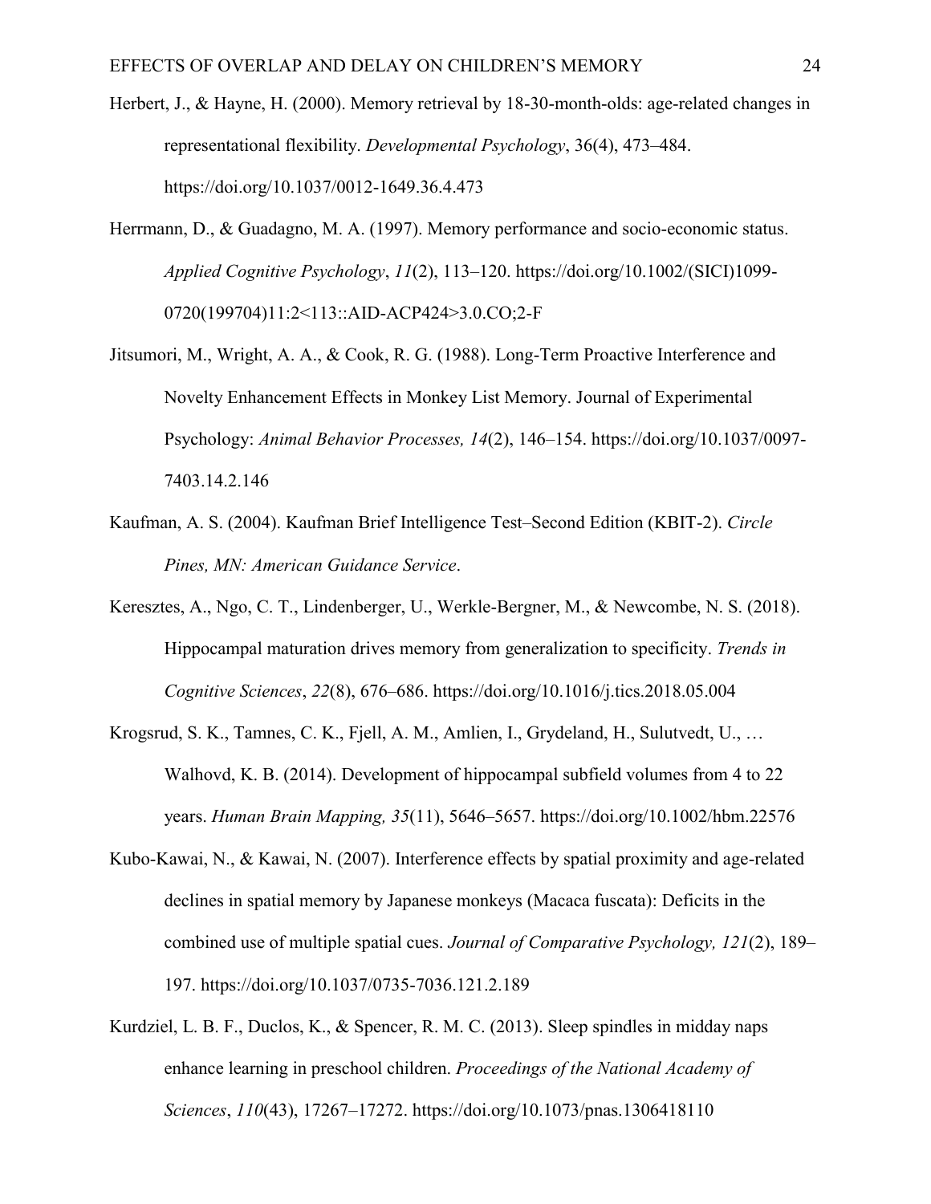Herbert, J., & Hayne, H. (2000). Memory retrieval by 18-30-month-olds: age-related changes in representational flexibility. *Developmental Psychology*, 36(4), 473–484. https://doi.org/10.1037/0012-1649.36.4.473

Herrmann, D., & Guadagno, M. A. (1997). Memory performance and socio-economic status. *Applied Cognitive Psychology*, *11*(2), 113–120. https://doi.org/10.1002/(SICI)1099-0720(199704)11:2<113::AID-ACP424>3.0.CO;2-F

Jitsumori, M., Wright, A. A., & Cook, R. G. (1988). Long-Term Proactive Interference and Novelty Enhancement Effects in Monkey List Memory. Journal of Experimental Psychology: *Animal Behavior Processes, 14*(2), 146–154. https://doi.org/10.1037/0097-7403.14.2.146

Kaufman, A. S. (2004). Kaufman Brief Intelligence Test–Second Edition (KBIT-2). *Circle Pines, MN: American Guidance Service*.

Keresztes, A., Ngo, C. T., Lindenberger, U., Werkle-Bergner, M., & Newcombe, N. S. (2018). Hippocampal maturation drives memory from generalization to specificity. *Trends in Cognitive Sciences*, *22*(8), 676–686. https://doi.org/10.1016/j.tics.2018.05.004

Krogsrud, S. K., Tamnes, C. K., Fjell, A. M., Amlien, I., Grydeland, H., Sulutvedt, U., … Walhovd, K. B. (2014). Development of hippocampal subfield volumes from 4 to 22 years. *Human Brain Mapping, 35*(11), 5646–5657. https://doi.org/10.1002/hbm.22576

Kubo-Kawai, N., & Kawai, N. (2007). Interference effects by spatial proximity and age-related declines in spatial memory by Japanese monkeys (Macaca fuscata): Deficits in the combined use of multiple spatial cues. *Journal of Comparative Psychology, 121*(2), 189–197. https://doi.org/10.1037/0735-7036.121.2.189

Kurdziel, L. B. F., Duclos, K., & Spencer, R. M. C. (2013). Sleep spindles in midday naps enhance learning in preschool children. *Proceedings of the National Academy of Sciences*, *110*(43), 17267–17272. https://doi.org/10.1073/pnas.1306418110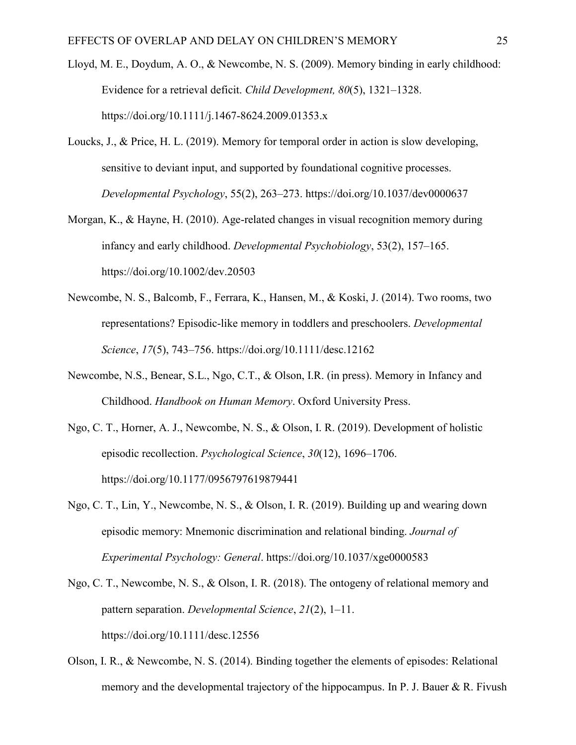Lloyd, M. E., Doydum, A. O., & Newcombe, N. S. (2009). Memory binding in early childhood: Evidence for a retrieval deficit. *Child Development, 80*(5), 1321–1328. https://doi.org/10.1111/j.1467-8624.2009.01353.x

Loucks, J., & Price, H. L. (2019). Memory for temporal order in action is slow developing, sensitive to deviant input, and supported by foundational cognitive processes. *Developmental Psychology*, 55(2), 263–273. https://doi.org/10.1037/dev0000637

Morgan, K., & Hayne, H. (2010). Age-related changes in visual recognition memory during infancy and early childhood. *Developmental Psychobiology*, 53(2), 157–165. https://doi.org/10.1002/dev.20503

Newcombe, N. S., Balcomb, F., Ferrara, K., Hansen, M., & Koski, J. (2014). Two rooms, two representations? Episodic-like memory in toddlers and preschoolers. *Developmental Science*, *17*(5), 743–756. https://doi.org/10.1111/desc.12162

Newcombe, N.S., Benear, S.L., Ngo, C.T., & Olson, I.R. (in press). Memory in Infancy and Childhood. *Handbook on Human Memory*. Oxford University Press.

Ngo, C. T., Horner, A. J., Newcombe, N. S., & Olson, I. R. (2019). Development of holistic episodic recollection. *Psychological Science*, *30*(12), 1696–1706. https://doi.org/10.1177/0956797619879441

Ngo, C. T., Lin, Y., Newcombe, N. S., & Olson, I. R. (2019). Building up and wearing down episodic memory: Mnemonic discrimination and relational binding. *Journal of Experimental Psychology: General*. https://doi.org/10.1037/xge0000583

Ngo, C. T., Newcombe, N. S., & Olson, I. R. (2018). The ontogeny of relational memory and pattern separation. *Developmental Science*, *21*(2), 1–11. https://doi.org/10.1111/desc.12556

Olson, I. R., & Newcombe, N. S. (2014). Binding together the elements of episodes: Relational memory and the developmental trajectory of the hippocampus. In P. J. Bauer & R. Fivush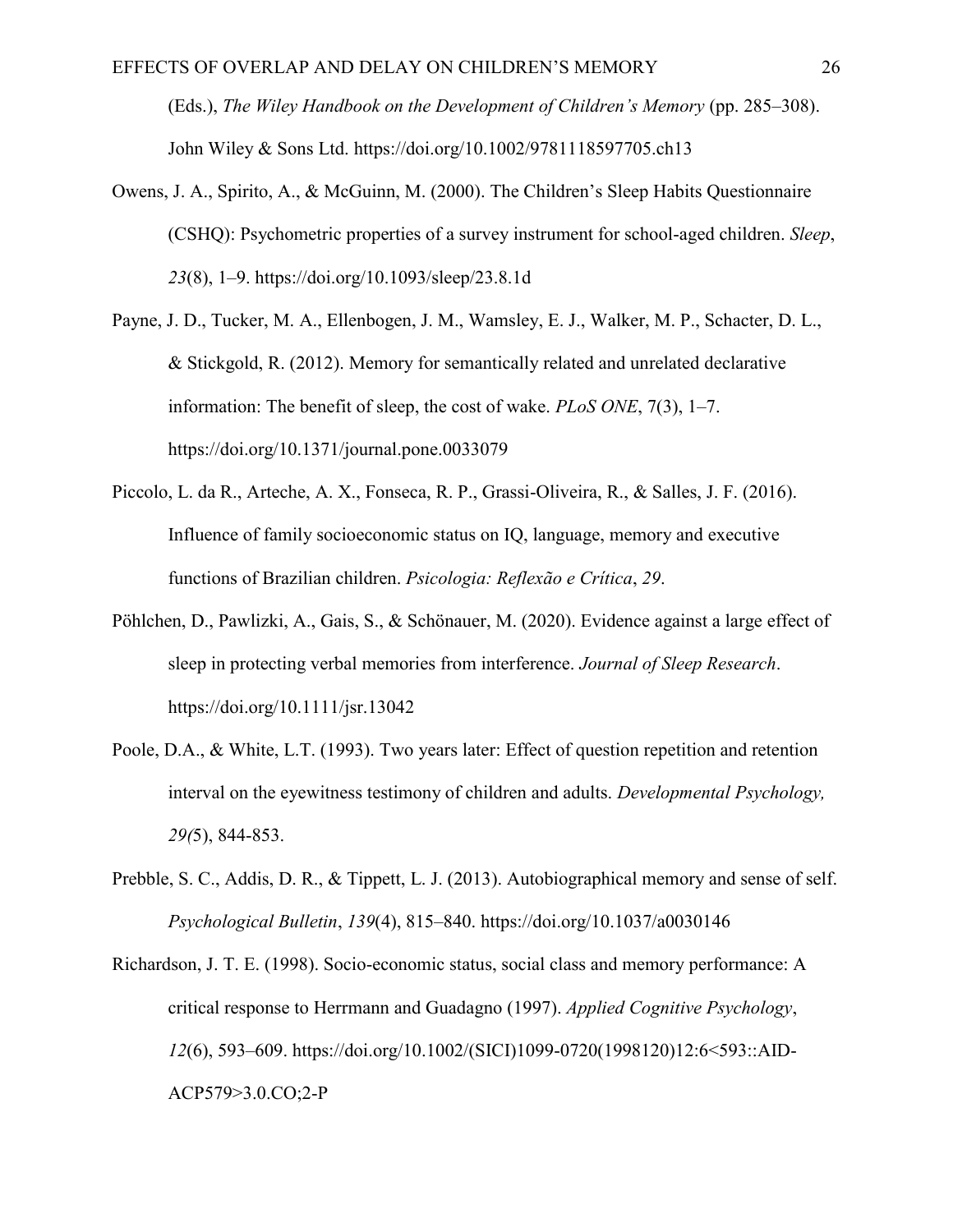(Eds.), *The Wiley Handbook on the Development of Children's Memory* (pp. 285–308). John Wiley & Sons Ltd. https://doi.org/10.1002/9781118597705.ch13

Owens, J. A., Spirito, A., & McGuinn, M. (2000). The Children's Sleep Habits Questionnaire (CSHQ): Psychometric properties of a survey instrument for school-aged children. *Sleep*, *23*(8), 1–9. https://doi.org/10.1093/sleep/23.8.1d

Payne, J. D., Tucker, M. A., Ellenbogen, J. M., Wamsley, E. J., Walker, M. P., Schacter, D. L., & Stickgold, R. (2012). Memory for semantically related and unrelated declarative information: The benefit of sleep, the cost of wake. *PLoS ONE*, 7(3), 1–7. https://doi.org/10.1371/journal.pone.0033079

Piccolo, L. da R., Arteche, A. X., Fonseca, R. P., Grassi-Oliveira, R., & Salles, J. F. (2016). Influence of family socioeconomic status on IQ, language, memory and executive functions of Brazilian children. *Psicologia: Reflexão e Crítica*, *29*.

Pöhlchen, D., Pawlizki, A., Gais, S., & Schönauer, M. (2020). Evidence against a large effect of sleep in protecting verbal memories from interference. *Journal of Sleep Research*. https://doi.org/10.1111/jsr.13042

Poole, D.A., & White, L.T. (1993). Two years later: Effect of question repetition and retention interval on the eyewitness testimony of children and adults. *Developmental Psychology, 29(*5), 844-853.

Prebble, S. C., Addis, D. R., & Tippett, L. J. (2013). Autobiographical memory and sense of self. *Psychological Bulletin*, *139*(4), 815–840. https://doi.org/10.1037/a0030146

Richardson, J. T. E. (1998). Socio-economic status, social class and memory performance: A critical response to Herrmann and Guadagno (1997). *Applied Cognitive Psychology*, *12*(6), 593–609. https://doi.org/10.1002/(SICI)1099-0720(1998120)12:6<593::AID-ACP579>3.0.CO;2-P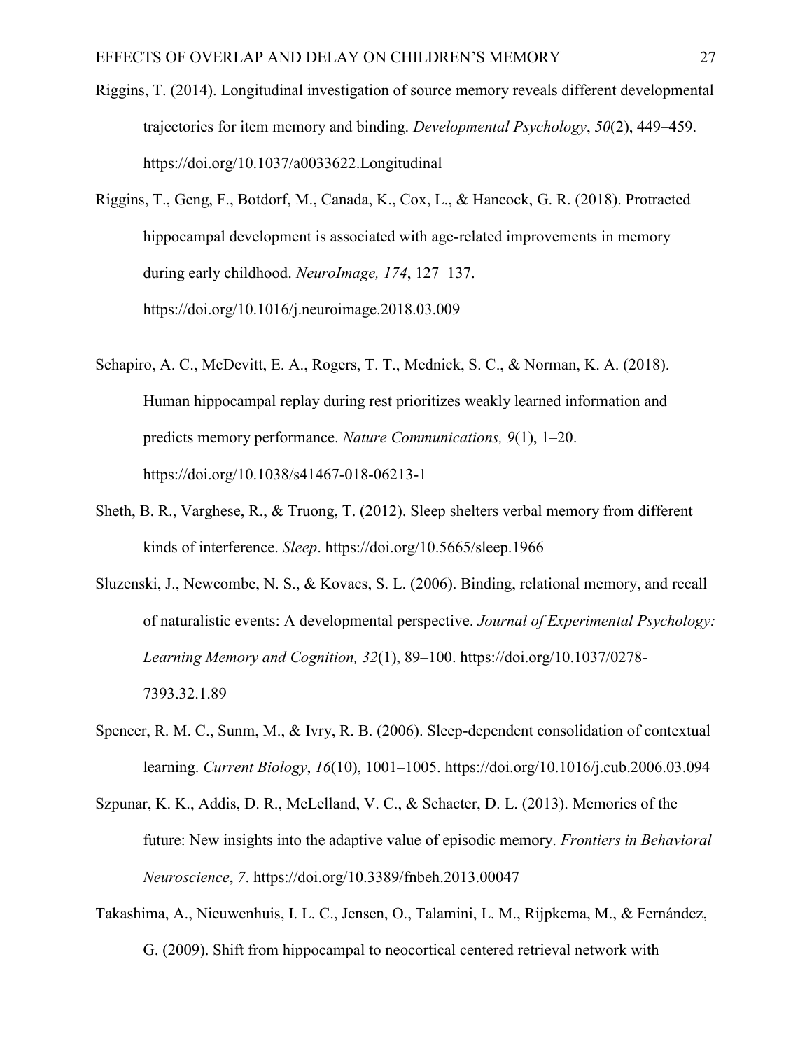Riggins, T. (2014). Longitudinal investigation of source memory reveals different developmental trajectories for item memory and binding. *Developmental Psychology*, *50*(2), 449–459. https://doi.org/10.1037/a0033622.Longitudinal

Riggins, T., Geng, F., Botdorf, M., Canada, K., Cox, L., & Hancock, G. R. (2018). Protracted hippocampal development is associated with age-related improvements in memory during early childhood. *NeuroImage, 174*, 127–137. https://doi.org/10.1016/j.neuroimage.2018.03.009

Schapiro, A. C., McDevitt, E. A., Rogers, T. T., Mednick, S. C., & Norman, K. A. (2018). Human hippocampal replay during rest prioritizes weakly learned information and predicts memory performance. *Nature Communications, 9*(1), 1–20. https://doi.org/10.1038/s41467-018-06213-1

Sheth, B. R., Varghese, R., & Truong, T. (2012). Sleep shelters verbal memory from different kinds of interference. *Sleep*. https://doi.org/10.5665/sleep.1966

Sluzenski, J., Newcombe, N. S., & Kovacs, S. L. (2006). Binding, relational memory, and recall of naturalistic events: A developmental perspective. *Journal of Experimental Psychology: Learning Memory and Cognition, 32*(1), 89–100. https://doi.org/10.1037/0278-7393.32.1.89

Spencer, R. M. C., Sunm, M., & Ivry, R. B. (2006). Sleep-dependent consolidation of contextual learning. *Current Biology*, *16*(10), 1001–1005. https://doi.org/10.1016/j.cub.2006.03.094

Szpunar, K. K., Addis, D. R., McLelland, V. C., & Schacter, D. L. (2013). Memories of the future: New insights into the adaptive value of episodic memory. *Frontiers in Behavioral Neuroscience*, *7*. https://doi.org/10.3389/fnbeh.2013.00047

Takashima, A., Nieuwenhuis, I. L. C., Jensen, O., Talamini, L. M., Rijpkema, M., & Fernández, G. (2009). Shift from hippocampal to neocortical centered retrieval network with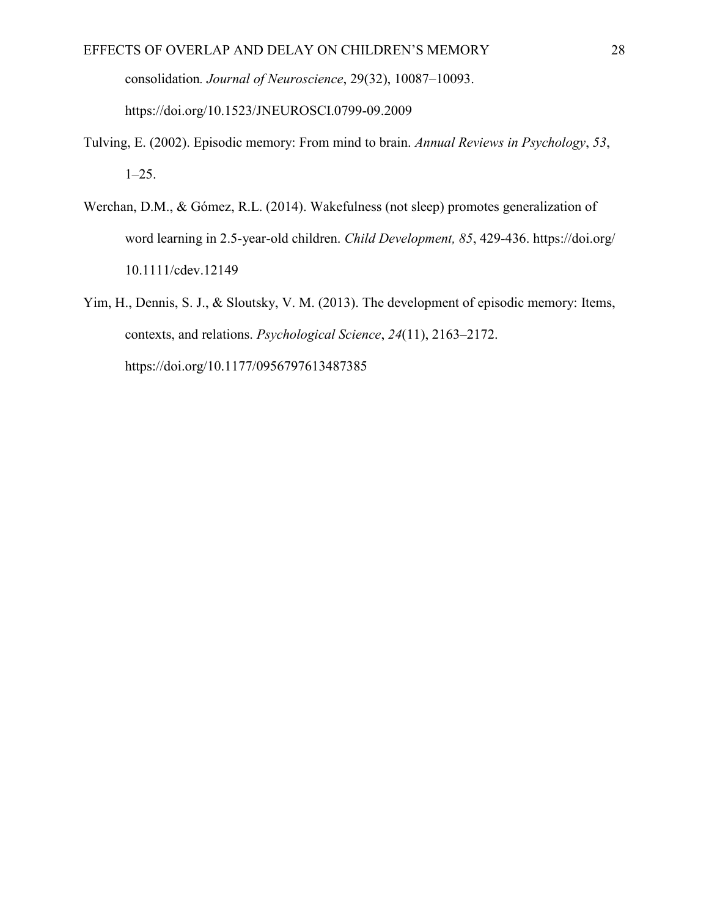consolidation*. Journal of Neuroscience*, 29(32), 10087–10093. https://doi.org/10.1523/JNEUROSCI.0799-09.2009

Tulving, E. (2002). Episodic memory: From mind to brain. *Annual Reviews in Psychology*, *53*, 1–25.

Werchan, D.M., & Gómez, R.L. (2014). Wakefulness (not sleep) promotes generalization of word learning in 2.5-year-old children. *Child Development, 85*, 429-436. https://doi.org/10.1111/cdev.12149

Yim, H., Dennis, S. J., & Sloutsky, V. M. (2013). The development of episodic memory: Items, contexts, and relations. *Psychological Science*, *24*(11), 2163–2172. https://doi.org/10.1177/0956797613487385